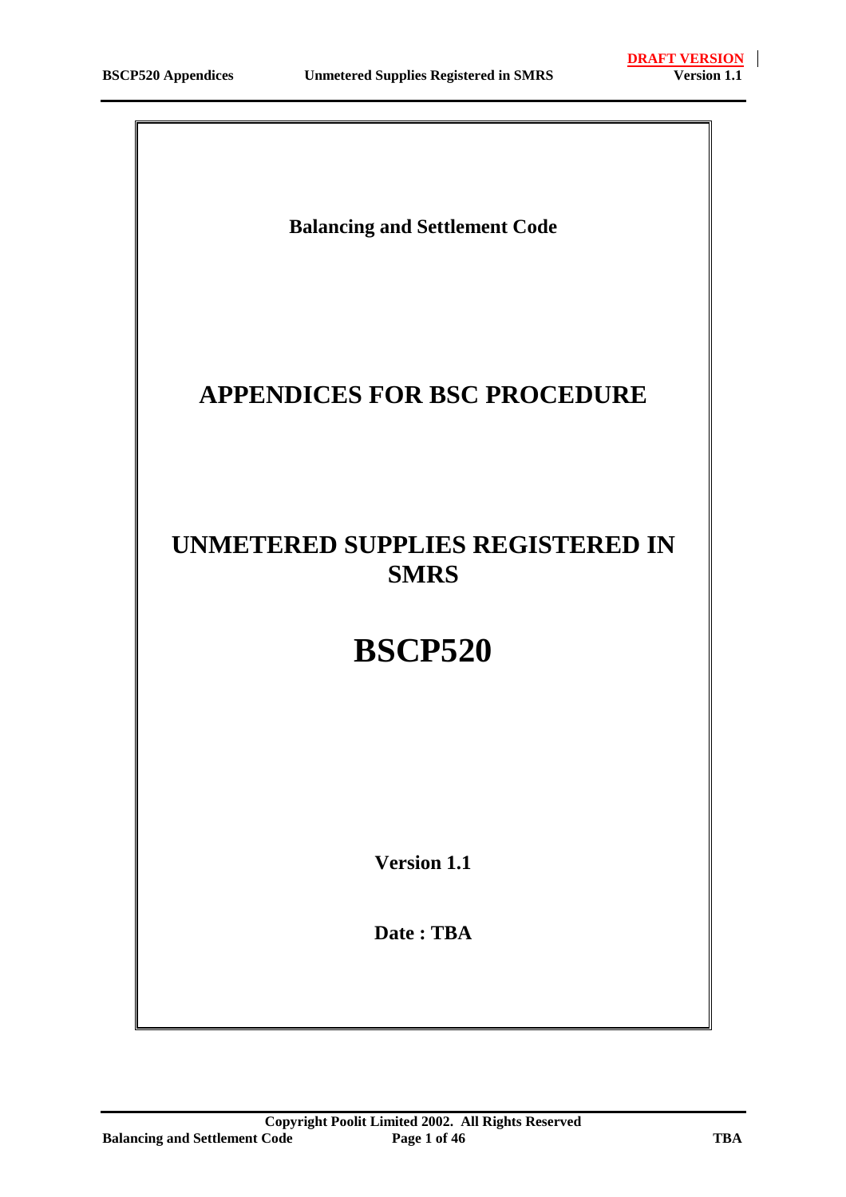**Balancing and Settlement Code**

# APPENDICES FOR BSC PROCEDURE

# UNMETERED SUPPLIES REGISTERED IN SMRS

# BSCP520

**Version 1.1**

**Date : TBA**

**Copyright Poolit Limited 2002. All Rights Reserved**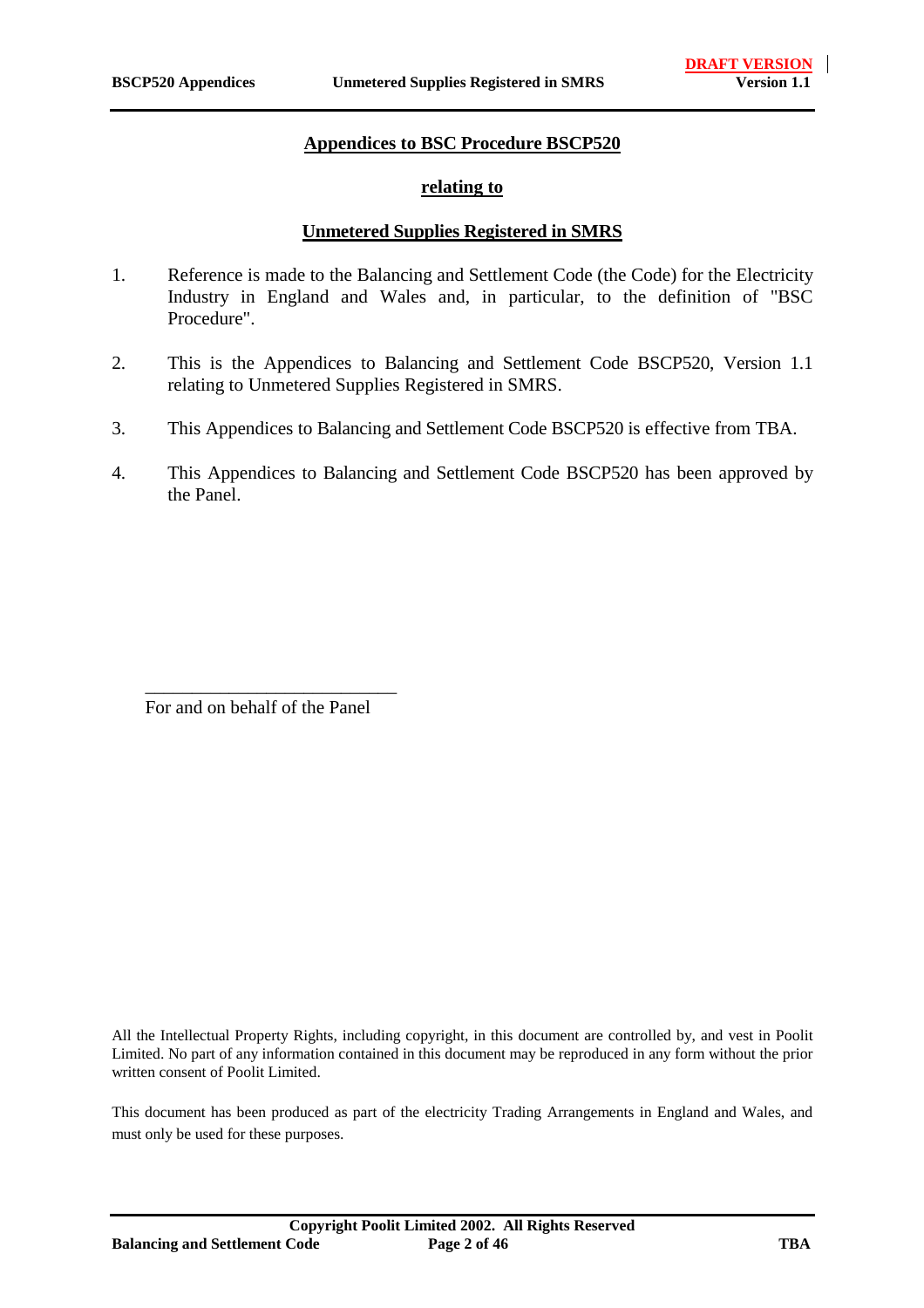## Appendices to BSC Procedure BSCP520

## relating to

## Unmetered Supplies Registered in SMRS

1. Reference is made to the Balancing and Settlement Code (the Code) for the Electricity Industry in England and Wales and, in particular, to the definition of "BSC Procedure".

2. This is the Appendices to Balancing and Settlement Code BSCP520, Version 1.1 relating to Unmetered Supplies Registered in SMRS.

3. This Appendices to Balancing and Settlement Code BSCP520 is effective from TBA.

4. This Appendices to Balancing and Settlement Code BSCP520 has been approved by the Panel.

\_\_\_\_\_\_\_\_\_\_\_\_\_\_\_\_\_\_\_\_\_\_\_\_\_\_\_\_

For and on behalf of the Panel

All the Intellectual Property Rights, including copyright, in this document are controlled by, and vest in Poolit Limited. No part of any information contained in this document may be reproduced in any form without the prior written consent of Poolit Limited.

This document has been produced as part of the electricity Trading Arrangements in England and Wales, and must only be used for these purposes.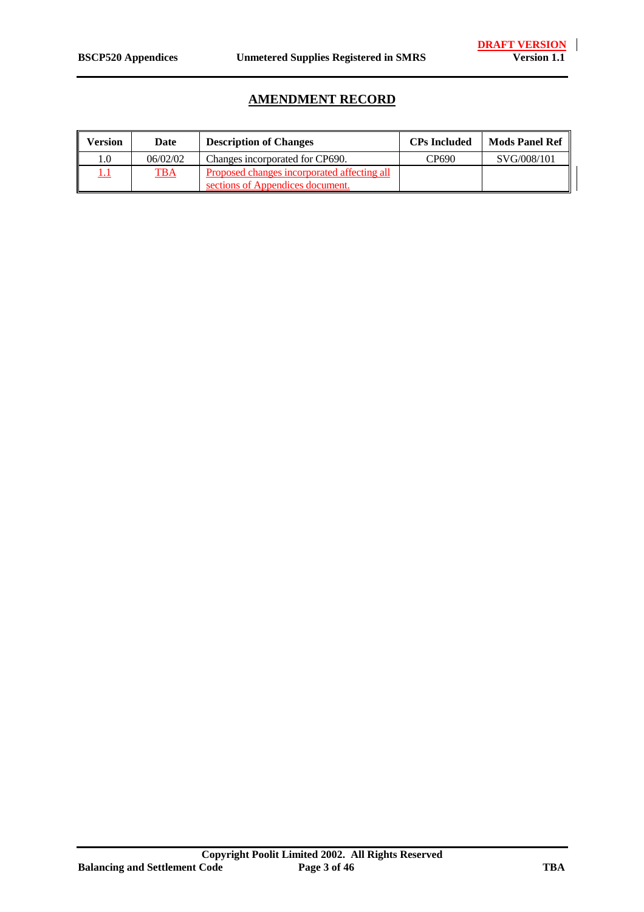## AMENDMENT RECORD

| Version | Date | Description of Changes | CPs Included | Mods Panel Ref |
|---|---|---|---|---|
| 1.0 | 06/02/02 | Changes incorporated for CP690. | CP690 | SVG/008/101 |
| 1.1 | TBA | Proposed changes incorporated affecting all sections of Appendices document. | | |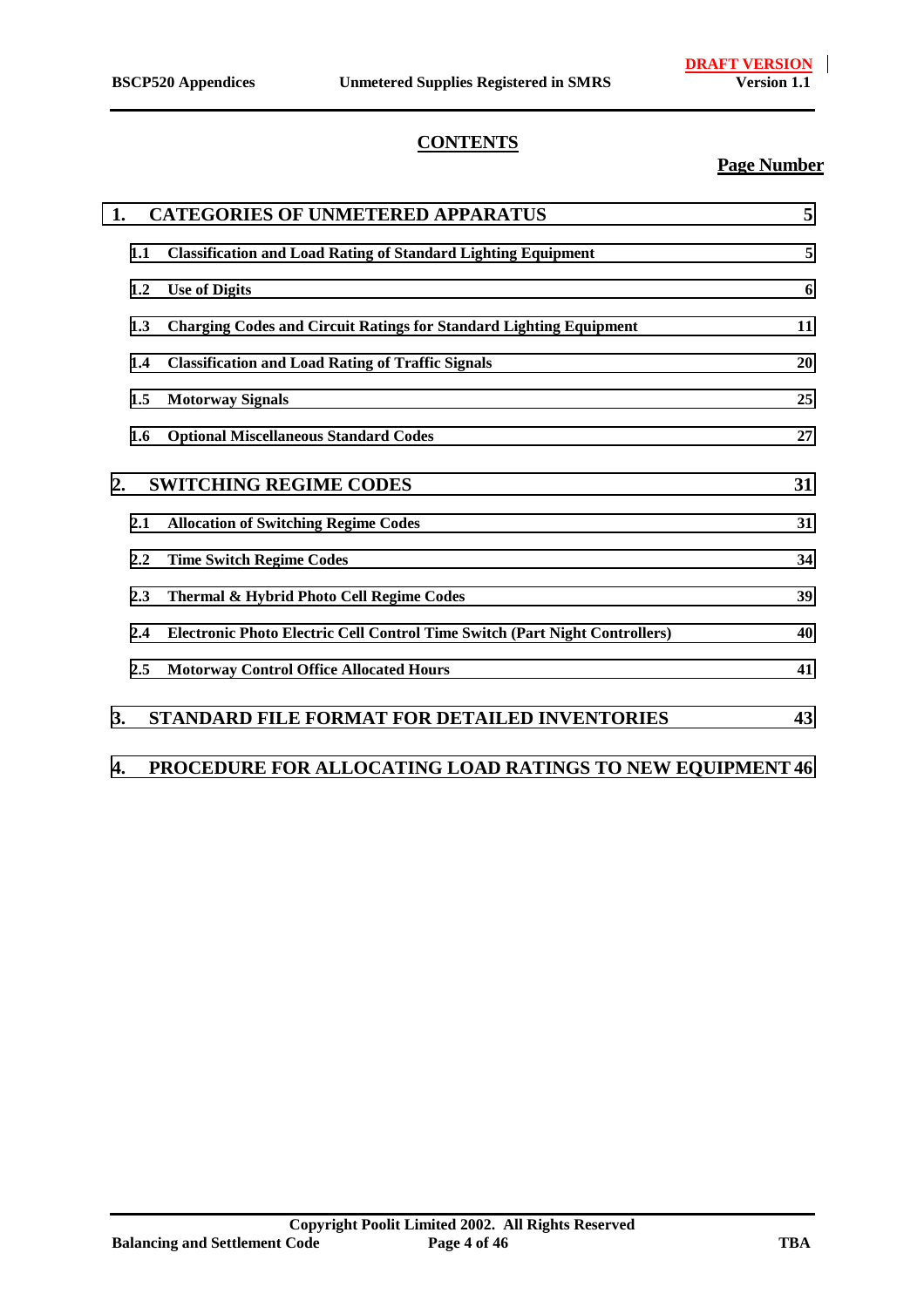## CONTENTS

**Page Number**

| | | |
|---|---|---|
| **1.** | **CATEGORIES OF UNMETERED APPARATUS** | **5** |
| **1.1** | **Classification and Load Rating of Standard Lighting Equipment** | **5** |
| **1.2** | **Use of Digits** | **6** |
| **1.3** | **Charging Codes and Circuit Ratings for Standard Lighting Equipment** | **11** |
| **1.4** | **Classification and Load Rating of Traffic Signals** | **20** |
| **1.5** | **Motorway Signals** | **25** |
| **1.6** | **Optional Miscellaneous Standard Codes** | **27** |
| **2.** | **SWITCHING REGIME CODES** | **31** |
| **2.1** | **Allocation of Switching Regime Codes** | **31** |
| **2.2** | **Time Switch Regime Codes** | **34** |
| **2.3** | **Thermal & Hybrid Photo Cell Regime Codes** | **39** |
| **2.4** | **Electronic Photo Electric Cell Control Time Switch (Part Night Controllers)** | **40** |
| **2.5** | **Motorway Control Office Allocated Hours** | **41** |
| **3.** | **STANDARD FILE FORMAT FOR DETAILED INVENTORIES** | **43** |
| **4.** | **PROCEDURE FOR ALLOCATING LOAD RATINGS TO NEW EQUIPMENT** | **46** |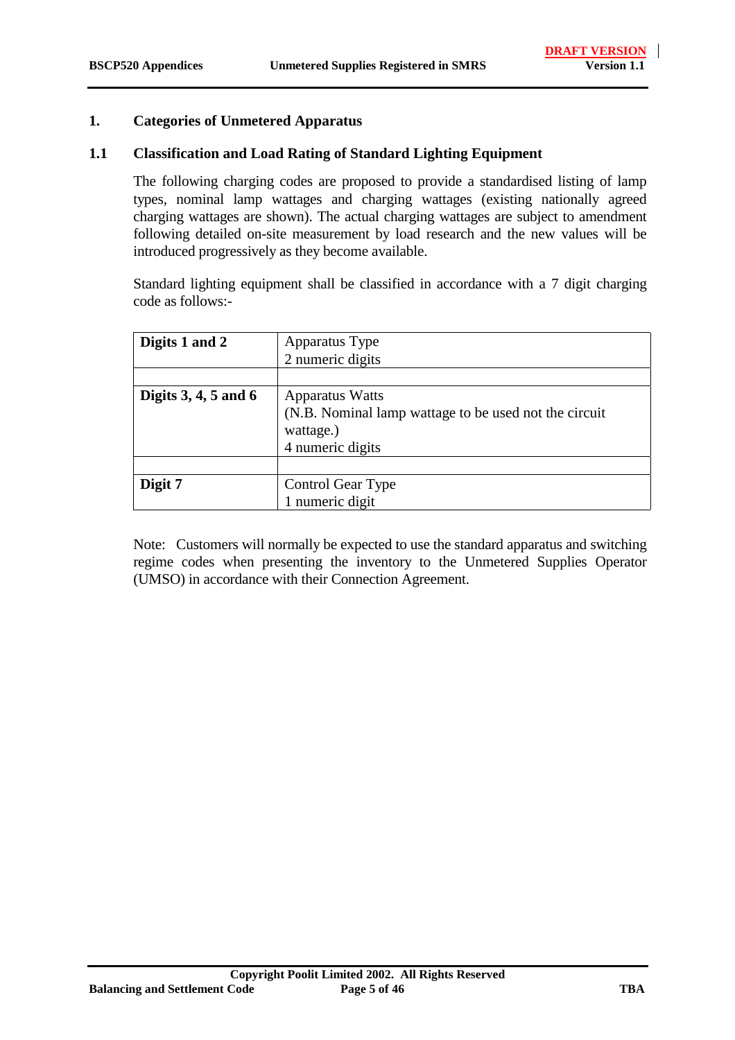# 1. Categories of Unmetered Apparatus

## 1.1 Classification and Load Rating of Standard Lighting Equipment

The following charging codes are proposed to provide a standardised listing of lamp types, nominal lamp wattages and charging wattages (existing nationally agreed charging wattages are shown). The actual charging wattages are subject to amendment following detailed on-site measurement by load research and the new values will be introduced progressively as they become available.

Standard lighting equipment shall be classified in accordance with a 7 digit charging code as follows:-

| **Digits 1 and 2** | Apparatus Type<br>2 numeric digits |
|---|---|
| | |
| **Digits 3, 4, 5 and 6** | Apparatus Watts<br>(N.B. Nominal lamp wattage to be used not the circuit wattage.)<br>4 numeric digits |
| | |
| **Digit 7** | Control Gear Type<br>1 numeric digit |

Note: Customers will normally be expected to use the standard apparatus and switching regime codes when presenting the inventory to the Unmetered Supplies Operator (UMSO) in accordance with their Connection Agreement.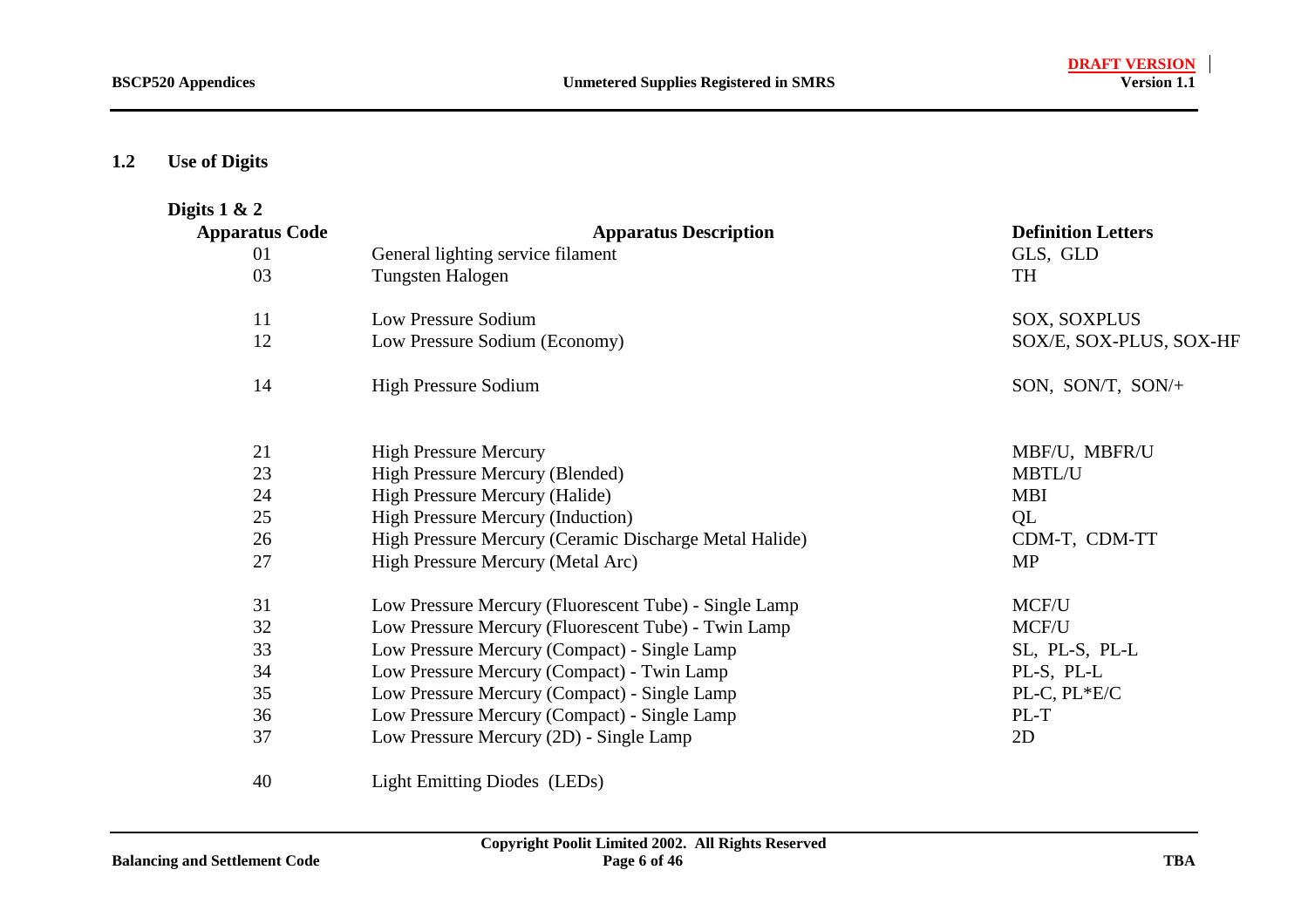## 1.2 Use of Digits

**Digits 1 & 2**

| Apparatus Code | Apparatus Description | Definition Letters |
|---|---|---|
| 01 | General lighting service filament | GLS, GLD |
| 03 | Tungsten Halogen | TH |
| 11 | Low Pressure Sodium | SOX, SOXPLUS |
| 12 | Low Pressure Sodium (Economy) | SOX/E, SOX-PLUS, SOX-HF |
| 14 | High Pressure Sodium | SON, SON/T, SON/+ |
| 21 | High Pressure Mercury | MBF/U, MBFR/U |
| 23 | High Pressure Mercury (Blended) | MBTL/U |
| 24 | High Pressure Mercury (Halide) | MBI |
| 25 | High Pressure Mercury (Induction) | QL |
| 26 | High Pressure Mercury (Ceramic Discharge Metal Halide) | CDM-T, CDM-TT |
| 27 | High Pressure Mercury (Metal Arc) | MP |
| 31 | Low Pressure Mercury (Fluorescent Tube) - Single Lamp | MCF/U |
| 32 | Low Pressure Mercury (Fluorescent Tube) - Twin Lamp | MCF/U |
| 33 | Low Pressure Mercury (Compact) - Single Lamp | SL, PL-S, PL-L |
| 34 | Low Pressure Mercury (Compact) - Twin Lamp | PL-S, PL-L |
| 35 | Low Pressure Mercury (Compact) - Single Lamp | PL-C, PL*E/C |
| 36 | Low Pressure Mercury (Compact) - Single Lamp | PL-T |
| 37 | Low Pressure Mercury (2D) - Single Lamp | 2D |
| 40 | Light Emitting Diodes (LEDs) | |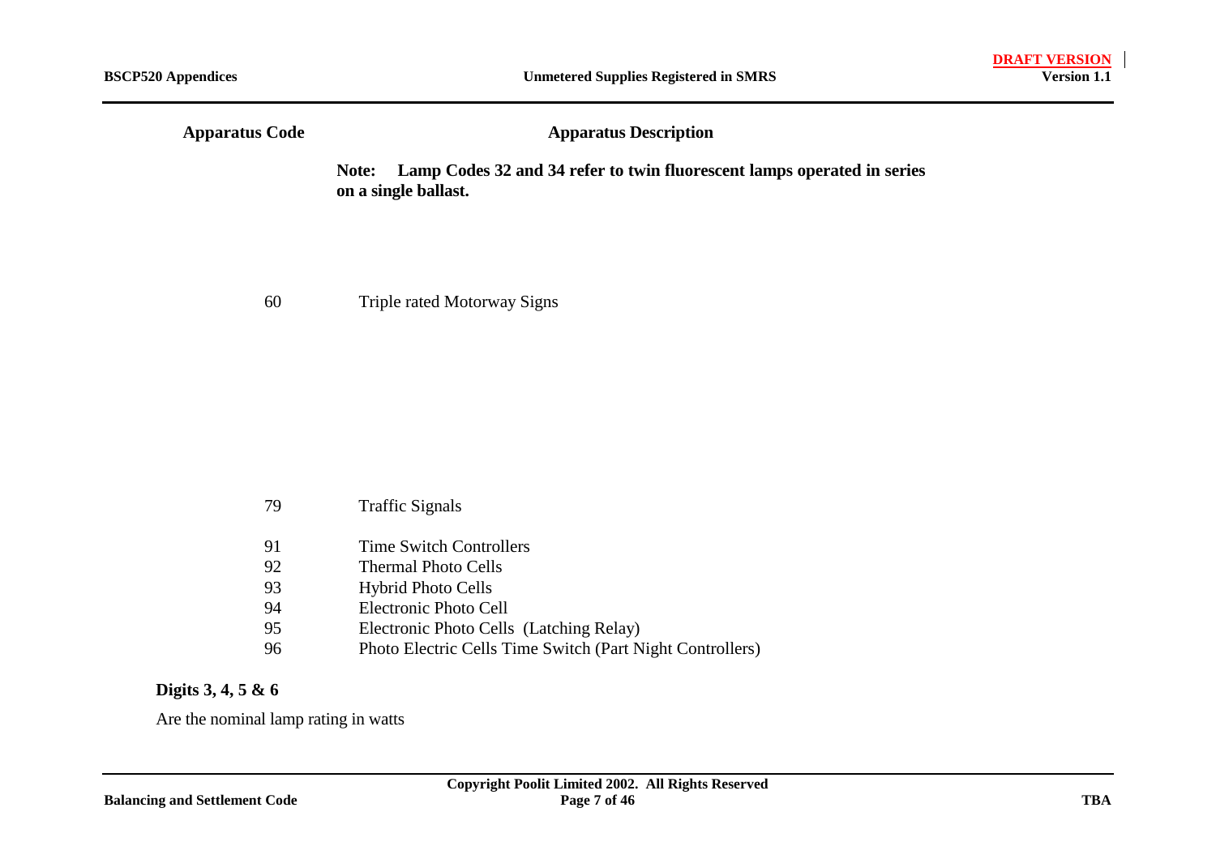| Apparatus Code | Apparatus Description |
|---|---|
| | **Note: Lamp Codes 32 and 34 refer to twin fluorescent lamps operated in series on a single ballast.** |
| 60 | Triple rated Motorway Signs |
| 79 | Traffic Signals |
| 91 | Time Switch Controllers |
| 92 | Thermal Photo Cells |
| 93 | Hybrid Photo Cells |
| 94 | Electronic Photo Cell |
| 95 | Electronic Photo Cells (Latching Relay) |
| 96 | Photo Electric Cells Time Switch (Part Night Controllers) |

**Digits 3, 4, 5 & 6**

Are the nominal lamp rating in watts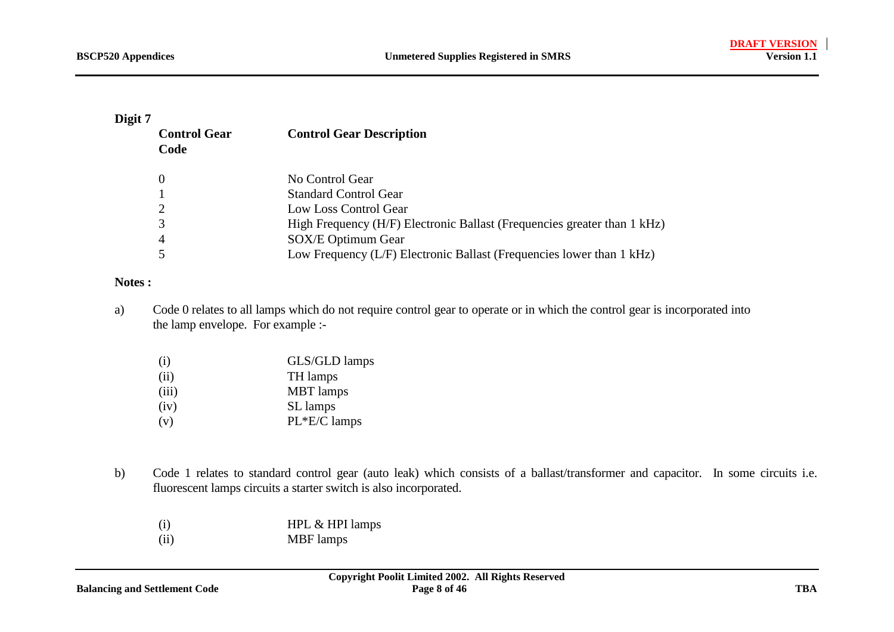**Digit 7**

| Control Gear Code | Control Gear Description |
|---|---|
| 0 | No Control Gear |
| 1 | Standard Control Gear |
| 2 | Low Loss Control Gear |
| 3 | High Frequency (H/F) Electronic Ballast (Frequencies greater than 1 kHz) |
| 4 | SOX/E Optimum Gear |
| 5 | Low Frequency (L/F) Electronic Ballast (Frequencies lower than 1 kHz) |

**Notes :**

a) Code 0 relates to all lamps which do not require control gear to operate or in which the control gear is incorporated into the lamp envelope. For example :-

| | |
|---|---|
| (i) | GLS/GLD lamps |
| (ii) | TH lamps |
| (iii) | MBT lamps |
| (iv) | SL lamps |
| (v) | PL*E/C lamps |

b) Code 1 relates to standard control gear (auto leak) which consists of a ballast/transformer and capacitor. In some circuits i.e. fluorescent lamps circuits a starter switch is also incorporated.

| | |
|---|---|
| (i) | HPL & HPI lamps |
| (ii) | MBF lamps |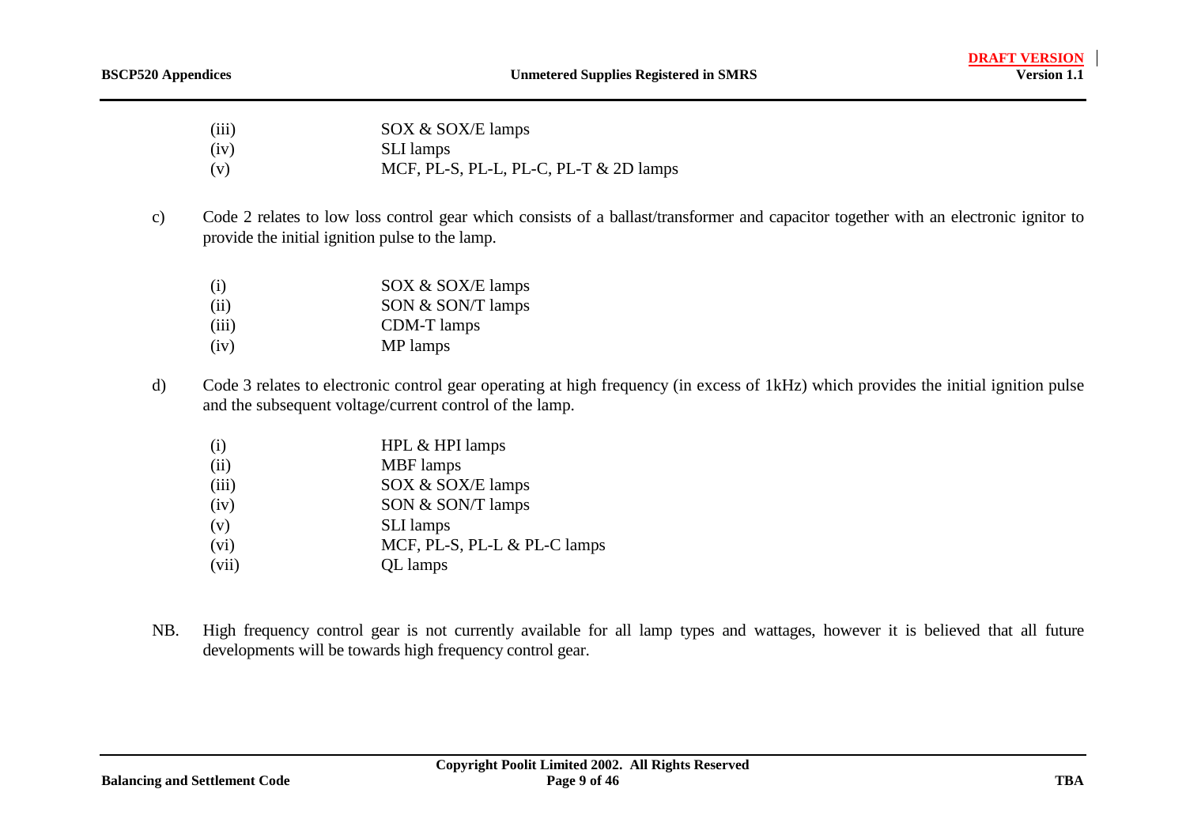(iii) SOX & SOX/E lamps
(iv) SLI lamps
(v) MCF, PL-S, PL-L, PL-C, PL-T & 2D lamps

c) Code 2 relates to low loss control gear which consists of a ballast/transformer and capacitor together with an electronic ignitor to provide the initial ignition pulse to the lamp.

(i) SOX & SOX/E lamps
(ii) SON & SON/T lamps
(iii) CDM-T lamps
(iv) MP lamps

d) Code 3 relates to electronic control gear operating at high frequency (in excess of 1kHz) which provides the initial ignition pulse and the subsequent voltage/current control of the lamp.

(i) HPL & HPI lamps
(ii) MBF lamps
(iii) SOX & SOX/E lamps
(iv) SON & SON/T lamps
(v) SLI lamps
(vi) MCF, PL-S, PL-L & PL-C lamps
(vii) QL lamps

NB. High frequency control gear is not currently available for all lamp types and wattages, however it is believed that all future developments will be towards high frequency control gear.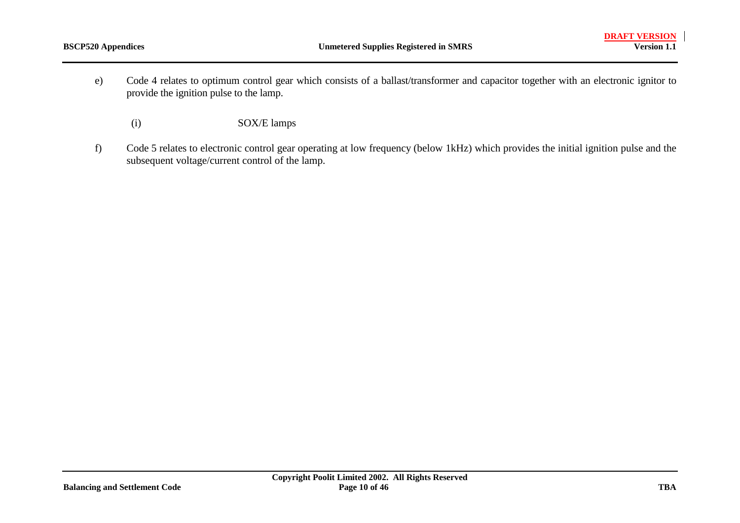e) Code 4 relates to optimum control gear which consists of a ballast/transformer and capacitor together with an electronic ignitor to provide the ignition pulse to the lamp.

   (i) SOX/E lamps

f) Code 5 relates to electronic control gear operating at low frequency (below 1kHz) which provides the initial ignition pulse and the subsequent voltage/current control of the lamp.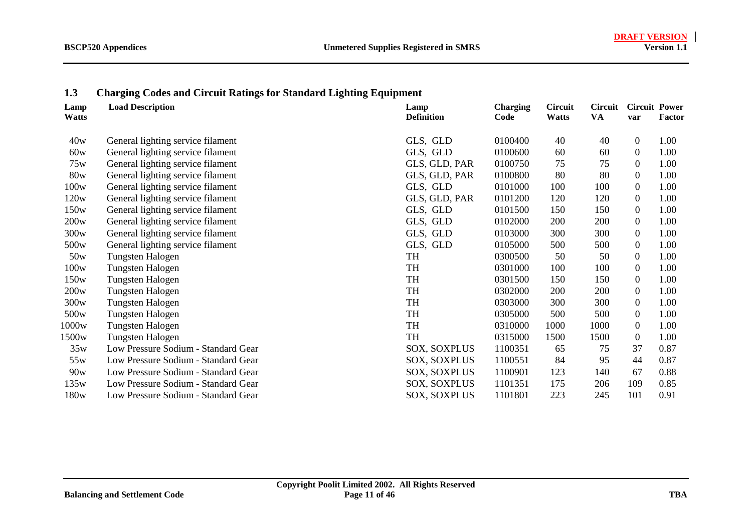## 1.3 Charging Codes and Circuit Ratings for Standard Lighting Equipment

| Lamp Watts | Load Description | Lamp Definition | Charging Code | Circuit Watts | Circuit VA | Circuit var | Power Factor |
|---|---|---|---|---|---|---|---|
| 40w | General lighting service filament | GLS, GLD | 0100400 | 40 | 40 | 0 | 1.00 |
| 60w | General lighting service filament | GLS, GLD | 0100600 | 60 | 60 | 0 | 1.00 |
| 75w | General lighting service filament | GLS, GLD, PAR | 0100750 | 75 | 75 | 0 | 1.00 |
| 80w | General lighting service filament | GLS, GLD, PAR | 0100800 | 80 | 80 | 0 | 1.00 |
| 100w | General lighting service filament | GLS, GLD | 0101000 | 100 | 100 | 0 | 1.00 |
| 120w | General lighting service filament | GLS, GLD, PAR | 0101200 | 120 | 120 | 0 | 1.00 |
| 150w | General lighting service filament | GLS, GLD | 0101500 | 150 | 150 | 0 | 1.00 |
| 200w | General lighting service filament | GLS, GLD | 0102000 | 200 | 200 | 0 | 1.00 |
| 300w | General lighting service filament | GLS, GLD | 0103000 | 300 | 300 | 0 | 1.00 |
| 500w | General lighting service filament | GLS, GLD | 0105000 | 500 | 500 | 0 | 1.00 |
| 50w | Tungsten Halogen | TH | 0300500 | 50 | 50 | 0 | 1.00 |
| 100w | Tungsten Halogen | TH | 0301000 | 100 | 100 | 0 | 1.00 |
| 150w | Tungsten Halogen | TH | 0301500 | 150 | 150 | 0 | 1.00 |
| 200w | Tungsten Halogen | TH | 0302000 | 200 | 200 | 0 | 1.00 |
| 300w | Tungsten Halogen | TH | 0303000 | 300 | 300 | 0 | 1.00 |
| 500w | Tungsten Halogen | TH | 0305000 | 500 | 500 | 0 | 1.00 |
| 1000w | Tungsten Halogen | TH | 0310000 | 1000 | 1000 | 0 | 1.00 |
| 1500w | Tungsten Halogen | TH | 0315000 | 1500 | 1500 | 0 | 1.00 |
| 35w | Low Pressure Sodium - Standard Gear | SOX, SOXPLUS | 1100351 | 65 | 75 | 37 | 0.87 |
| 55w | Low Pressure Sodium - Standard Gear | SOX, SOXPLUS | 1100551 | 84 | 95 | 44 | 0.87 |
| 90w | Low Pressure Sodium - Standard Gear | SOX, SOXPLUS | 1100901 | 123 | 140 | 67 | 0.88 |
| 135w | Low Pressure Sodium - Standard Gear | SOX, SOXPLUS | 1101351 | 175 | 206 | 109 | 0.85 |
| 180w | Low Pressure Sodium - Standard Gear | SOX, SOXPLUS | 1101801 | 223 | 245 | 101 | 0.91 |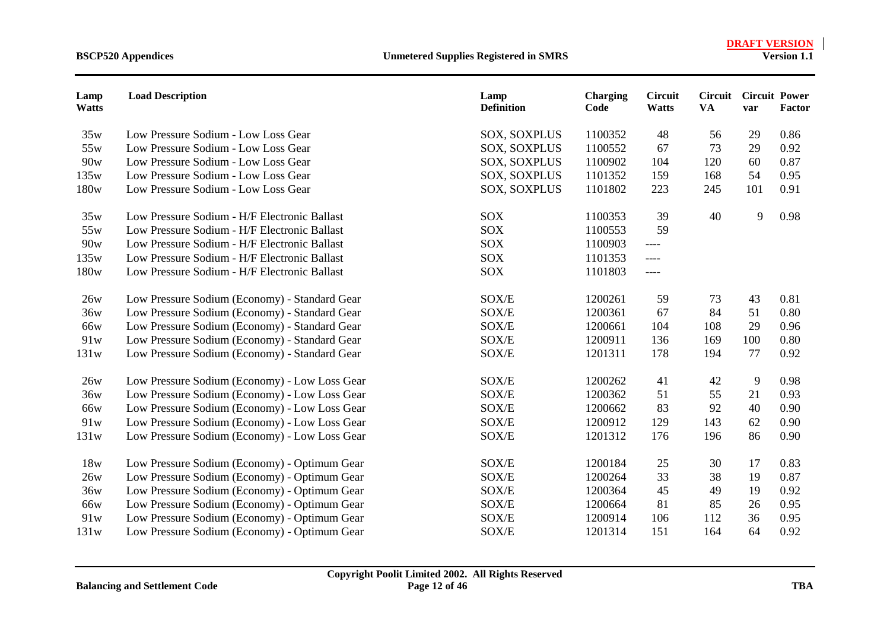| Lamp Watts | Load Description | Lamp Definition | Charging Code | Circuit Watts | Circuit VA | Circuit var | Power Factor |
|---|---|---|---|---|---|---|---|
| 35w | Low Pressure Sodium - Low Loss Gear | SOX, SOXPLUS | 1100352 | 48 | 56 | 29 | 0.86 |
| 55w | Low Pressure Sodium - Low Loss Gear | SOX, SOXPLUS | 1100552 | 67 | 73 | 29 | 0.92 |
| 90w | Low Pressure Sodium - Low Loss Gear | SOX, SOXPLUS | 1100902 | 104 | 120 | 60 | 0.87 |
| 135w | Low Pressure Sodium - Low Loss Gear | SOX, SOXPLUS | 1101352 | 159 | 168 | 54 | 0.95 |
| 180w | Low Pressure Sodium - Low Loss Gear | SOX, SOXPLUS | 1101802 | 223 | 245 | 101 | 0.91 |
| 35w | Low Pressure Sodium - H/F Electronic Ballast | SOX | 1100353 | 39 | 40 | 9 | 0.98 |
| 55w | Low Pressure Sodium - H/F Electronic Ballast | SOX | 1100553 | 59 | | | |
| 90w | Low Pressure Sodium - H/F Electronic Ballast | SOX | 1100903 | ---- | | | |
| 135w | Low Pressure Sodium - H/F Electronic Ballast | SOX | 1101353 | ---- | | | |
| 180w | Low Pressure Sodium - H/F Electronic Ballast | SOX | 1101803 | ---- | | | |
| 26w | Low Pressure Sodium (Economy) - Standard Gear | SOX/E | 1200261 | 59 | 73 | 43 | 0.81 |
| 36w | Low Pressure Sodium (Economy) - Standard Gear | SOX/E | 1200361 | 67 | 84 | 51 | 0.80 |
| 66w | Low Pressure Sodium (Economy) - Standard Gear | SOX/E | 1200661 | 104 | 108 | 29 | 0.96 |
| 91w | Low Pressure Sodium (Economy) - Standard Gear | SOX/E | 1200911 | 136 | 169 | 100 | 0.80 |
| 131w | Low Pressure Sodium (Economy) - Standard Gear | SOX/E | 1201311 | 178 | 194 | 77 | 0.92 |
| 26w | Low Pressure Sodium (Economy) - Low Loss Gear | SOX/E | 1200262 | 41 | 42 | 9 | 0.98 |
| 36w | Low Pressure Sodium (Economy) - Low Loss Gear | SOX/E | 1200362 | 51 | 55 | 21 | 0.93 |
| 66w | Low Pressure Sodium (Economy) - Low Loss Gear | SOX/E | 1200662 | 83 | 92 | 40 | 0.90 |
| 91w | Low Pressure Sodium (Economy) - Low Loss Gear | SOX/E | 1200912 | 129 | 143 | 62 | 0.90 |
| 131w | Low Pressure Sodium (Economy) - Low Loss Gear | SOX/E | 1201312 | 176 | 196 | 86 | 0.90 |
| 18w | Low Pressure Sodium (Economy) - Optimum Gear | SOX/E | 1200184 | 25 | 30 | 17 | 0.83 |
| 26w | Low Pressure Sodium (Economy) - Optimum Gear | SOX/E | 1200264 | 33 | 38 | 19 | 0.87 |
| 36w | Low Pressure Sodium (Economy) - Optimum Gear | SOX/E | 1200364 | 45 | 49 | 19 | 0.92 |
| 66w | Low Pressure Sodium (Economy) - Optimum Gear | SOX/E | 1200664 | 81 | 85 | 26 | 0.95 |
| 91w | Low Pressure Sodium (Economy) - Optimum Gear | SOX/E | 1200914 | 106 | 112 | 36 | 0.95 |
| 131w | Low Pressure Sodium (Economy) - Optimum Gear | SOX/E | 1201314 | 151 | 164 | 64 | 0.92 |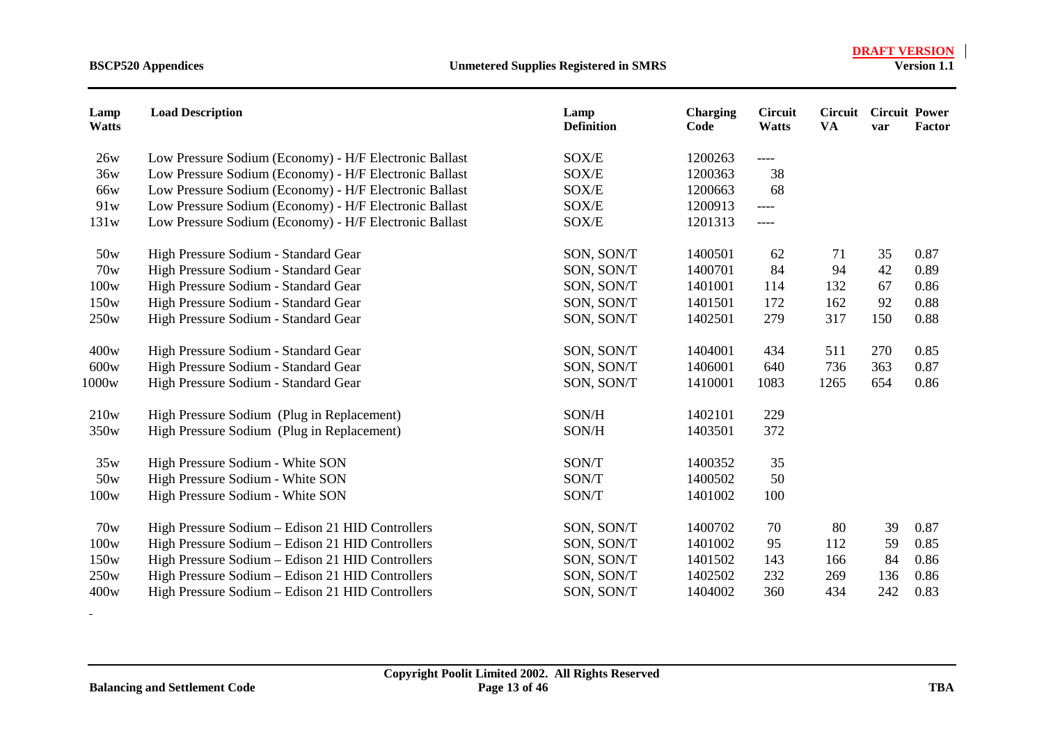| Lamp Watts | Load Description | Lamp Definition | Charging Code | Circuit Watts | Circuit VA | Circuit var | Power Factor |
|---|---|---|---|---|---|---|---|
| 26w | Low Pressure Sodium (Economy) - H/F Electronic Ballast | SOX/E | 1200263 | ---- | | | |
| 36w | Low Pressure Sodium (Economy) - H/F Electronic Ballast | SOX/E | 1200363 | 38 | | | |
| 66w | Low Pressure Sodium (Economy) - H/F Electronic Ballast | SOX/E | 1200663 | 68 | | | |
| 91w | Low Pressure Sodium (Economy) - H/F Electronic Ballast | SOX/E | 1200913 | ---- | | | |
| 131w | Low Pressure Sodium (Economy) - H/F Electronic Ballast | SOX/E | 1201313 | ---- | | | |
| 50w | High Pressure Sodium - Standard Gear | SON, SON/T | 1400501 | 62 | 71 | 35 | 0.87 |
| 70w | High Pressure Sodium - Standard Gear | SON, SON/T | 1400701 | 84 | 94 | 42 | 0.89 |
| 100w | High Pressure Sodium - Standard Gear | SON, SON/T | 1401001 | 114 | 132 | 67 | 0.86 |
| 150w | High Pressure Sodium - Standard Gear | SON, SON/T | 1401501 | 172 | 162 | 92 | 0.88 |
| 250w | High Pressure Sodium - Standard Gear | SON, SON/T | 1402501 | 279 | 317 | 150 | 0.88 |
| 400w | High Pressure Sodium - Standard Gear | SON, SON/T | 1404001 | 434 | 511 | 270 | 0.85 |
| 600w | High Pressure Sodium - Standard Gear | SON, SON/T | 1406001 | 640 | 736 | 363 | 0.87 |
| 1000w | High Pressure Sodium - Standard Gear | SON, SON/T | 1410001 | 1083 | 1265 | 654 | 0.86 |
| 210w | High Pressure Sodium (Plug in Replacement) | SON/H | 1402101 | 229 | | | |
| 350w | High Pressure Sodium (Plug in Replacement) | SON/H | 1403501 | 372 | | | |
| 35w | High Pressure Sodium - White SON | SON/T | 1400352 | 35 | | | |
| 50w | High Pressure Sodium - White SON | SON/T | 1400502 | 50 | | | |
| 100w | High Pressure Sodium - White SON | SON/T | 1401002 | 100 | | | |
| 70w | High Pressure Sodium – Edison 21 HID Controllers | SON, SON/T | 1400702 | 70 | 80 | 39 | 0.87 |
| 100w | High Pressure Sodium – Edison 21 HID Controllers | SON, SON/T | 1401002 | 95 | 112 | 59 | 0.85 |
| 150w | High Pressure Sodium – Edison 21 HID Controllers | SON, SON/T | 1401502 | 143 | 166 | 84 | 0.86 |
| 250w | High Pressure Sodium – Edison 21 HID Controllers | SON, SON/T | 1402502 | 232 | 269 | 136 | 0.86 |
| 400w | High Pressure Sodium – Edison 21 HID Controllers | SON, SON/T | 1404002 | 360 | 434 | 242 | 0.83 |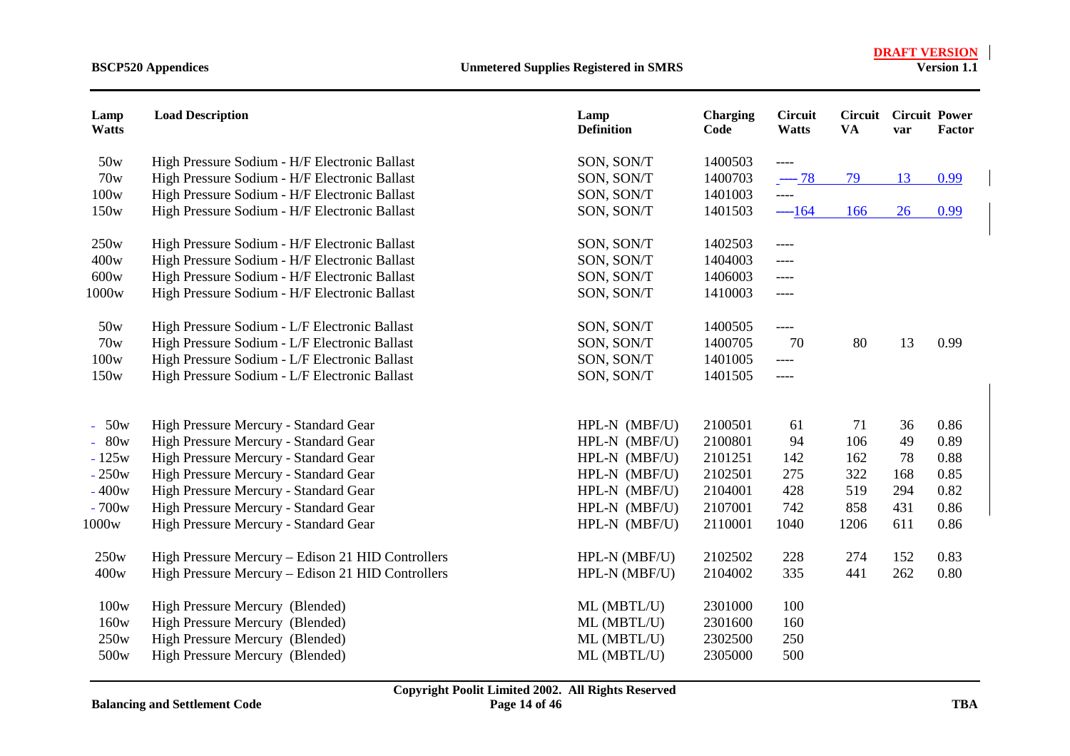| Lamp Watts | Load Description | Lamp Definition | Charging Code | Circuit Watts | Circuit VA | Circuit var | Power Factor |
|---|---|---|---|---|---|---|---|
| 50w | High Pressure Sodium - H/F Electronic Ballast | SON, SON/T | 1400503 | ---- | | | |
| 70w | High Pressure Sodium - H/F Electronic Ballast | SON, SON/T | 1400703 | ---- 78 | 79 | 13 | 0.99 |
| 100w | High Pressure Sodium - H/F Electronic Ballast | SON, SON/T | 1401003 | ---- | | | |
| 150w | High Pressure Sodium - H/F Electronic Ballast | SON, SON/T | 1401503 | ---- 164 | 166 | 26 | 0.99 |
| 250w | High Pressure Sodium - H/F Electronic Ballast | SON, SON/T | 1402503 | ---- | | | |
| 400w | High Pressure Sodium - H/F Electronic Ballast | SON, SON/T | 1404003 | ---- | | | |
| 600w | High Pressure Sodium - H/F Electronic Ballast | SON, SON/T | 1406003 | ---- | | | |
| 1000w | High Pressure Sodium - H/F Electronic Ballast | SON, SON/T | 1410003 | ---- | | | |
| 50w | High Pressure Sodium - L/F Electronic Ballast | SON, SON/T | 1400505 | ---- | | | |
| 70w | High Pressure Sodium - L/F Electronic Ballast | SON, SON/T | 1400705 | 70 | 80 | 13 | 0.99 |
| 100w | High Pressure Sodium - L/F Electronic Ballast | SON, SON/T | 1401005 | ---- | | | |
| 150w | High Pressure Sodium - L/F Electronic Ballast | SON, SON/T | 1401505 | ---- | | | |
| 50w | High Pressure Mercury - Standard Gear | HPL-N (MBF/U) | 2100501 | 61 | 71 | 36 | 0.86 |
| 80w | High Pressure Mercury - Standard Gear | HPL-N (MBF/U) | 2100801 | 94 | 106 | 49 | 0.89 |
| 125w | High Pressure Mercury - Standard Gear | HPL-N (MBF/U) | 2101251 | 142 | 162 | 78 | 0.88 |
| 250w | High Pressure Mercury - Standard Gear | HPL-N (MBF/U) | 2102501 | 275 | 322 | 168 | 0.85 |
| 400w | High Pressure Mercury - Standard Gear | HPL-N (MBF/U) | 2104001 | 428 | 519 | 294 | 0.82 |
| 700w | High Pressure Mercury - Standard Gear | HPL-N (MBF/U) | 2107001 | 742 | 858 | 431 | 0.86 |
| 1000w | High Pressure Mercury - Standard Gear | HPL-N (MBF/U) | 2110001 | 1040 | 1206 | 611 | 0.86 |
| 250w | High Pressure Mercury – Edison 21 HID Controllers | HPL-N (MBF/U) | 2102502 | 228 | 274 | 152 | 0.83 |
| 400w | High Pressure Mercury – Edison 21 HID Controllers | HPL-N (MBF/U) | 2104002 | 335 | 441 | 262 | 0.80 |
| 100w | High Pressure Mercury (Blended) | ML (MBTL/U) | 2301000 | 100 | | | |
| 160w | High Pressure Mercury (Blended) | ML (MBTL/U) | 2301600 | 160 | | | |
| 250w | High Pressure Mercury (Blended) | ML (MBTL/U) | 2302500 | 250 | | | |
| 500w | High Pressure Mercury (Blended) | ML (MBTL/U) | 2305000 | 500 | | | |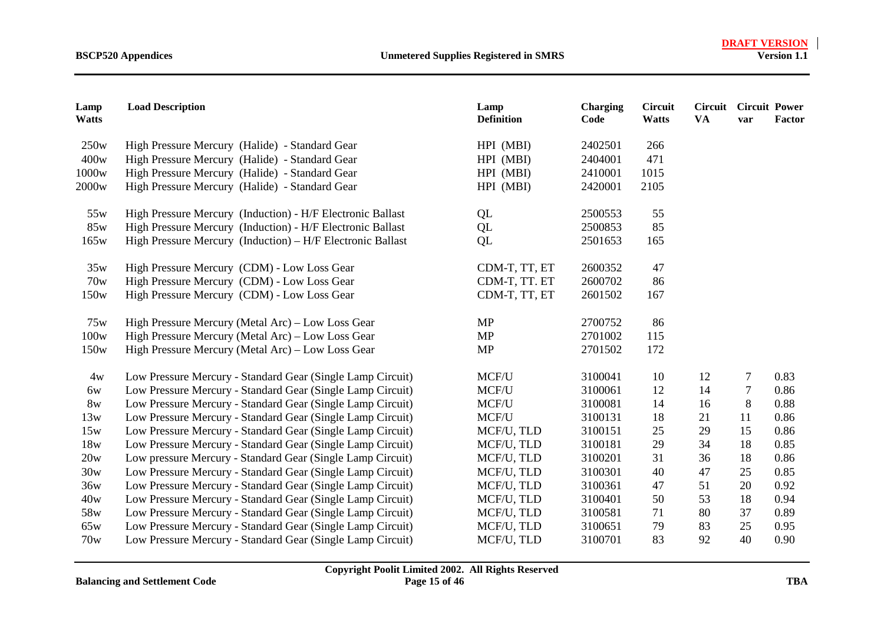| Lamp Watts | Load Description | Lamp Definition | Charging Code | Circuit Watts | Circuit VA | Circuit var | Power Factor |
|---|---|---|---|---|---|---|---|
| 250w | High Pressure Mercury (Halide) - Standard Gear | HPI (MBI) | 2402501 | 266 | | | |
| 400w | High Pressure Mercury (Halide) - Standard Gear | HPI (MBI) | 2404001 | 471 | | | |
| 1000w | High Pressure Mercury (Halide) - Standard Gear | HPI (MBI) | 2410001 | 1015 | | | |
| 2000w | High Pressure Mercury (Halide) - Standard Gear | HPI (MBI) | 2420001 | 2105 | | | |
| 55w | High Pressure Mercury (Induction) - H/F Electronic Ballast | QL | 2500553 | 55 | | | |
| 85w | High Pressure Mercury (Induction) - H/F Electronic Ballast | QL | 2500853 | 85 | | | |
| 165w | High Pressure Mercury (Induction) – H/F Electronic Ballast | QL | 2501653 | 165 | | | |
| 35w | High Pressure Mercury (CDM) - Low Loss Gear | CDM-T, TT, ET | 2600352 | 47 | | | |
| 70w | High Pressure Mercury (CDM) - Low Loss Gear | CDM-T, TT. ET | 2600702 | 86 | | | |
| 150w | High Pressure Mercury (CDM) - Low Loss Gear | CDM-T, TT, ET | 2601502 | 167 | | | |
| 75w | High Pressure Mercury (Metal Arc) – Low Loss Gear | MP | 2700752 | 86 | | | |
| 100w | High Pressure Mercury (Metal Arc) – Low Loss Gear | MP | 2701002 | 115 | | | |
| 150w | High Pressure Mercury (Metal Arc) – Low Loss Gear | MP | 2701502 | 172 | | | |
| 4w | Low Pressure Mercury - Standard Gear (Single Lamp Circuit) | MCF/U | 3100041 | 10 | 12 | 7 | 0.83 |
| 6w | Low Pressure Mercury - Standard Gear (Single Lamp Circuit) | MCF/U | 3100061 | 12 | 14 | 7 | 0.86 |
| 8w | Low Pressure Mercury - Standard Gear (Single Lamp Circuit) | MCF/U | 3100081 | 14 | 16 | 8 | 0.88 |
| 13w | Low Pressure Mercury - Standard Gear (Single Lamp Circuit) | MCF/U | 3100131 | 18 | 21 | 11 | 0.86 |
| 15w | Low Pressure Mercury - Standard Gear (Single Lamp Circuit) | MCF/U, TLD | 3100151 | 25 | 29 | 15 | 0.86 |
| 18w | Low Pressure Mercury - Standard Gear (Single Lamp Circuit) | MCF/U, TLD | 3100181 | 29 | 34 | 18 | 0.85 |
| 20w | Low pressure Mercury - Standard Gear (Single Lamp Circuit) | MCF/U, TLD | 3100201 | 31 | 36 | 18 | 0.86 |
| 30w | Low Pressure Mercury - Standard Gear (Single Lamp Circuit) | MCF/U, TLD | 3100301 | 40 | 47 | 25 | 0.85 |
| 36w | Low Pressure Mercury - Standard Gear (Single Lamp Circuit) | MCF/U, TLD | 3100361 | 47 | 51 | 20 | 0.92 |
| 40w | Low Pressure Mercury - Standard Gear (Single Lamp Circuit) | MCF/U, TLD | 3100401 | 50 | 53 | 18 | 0.94 |
| 58w | Low Pressure Mercury - Standard Gear (Single Lamp Circuit) | MCF/U, TLD | 3100581 | 71 | 80 | 37 | 0.89 |
| 65w | Low Pressure Mercury - Standard Gear (Single Lamp Circuit) | MCF/U, TLD | 3100651 | 79 | 83 | 25 | 0.95 |
| 70w | Low Pressure Mercury - Standard Gear (Single Lamp Circuit) | MCF/U, TLD | 3100701 | 83 | 92 | 40 | 0.90 |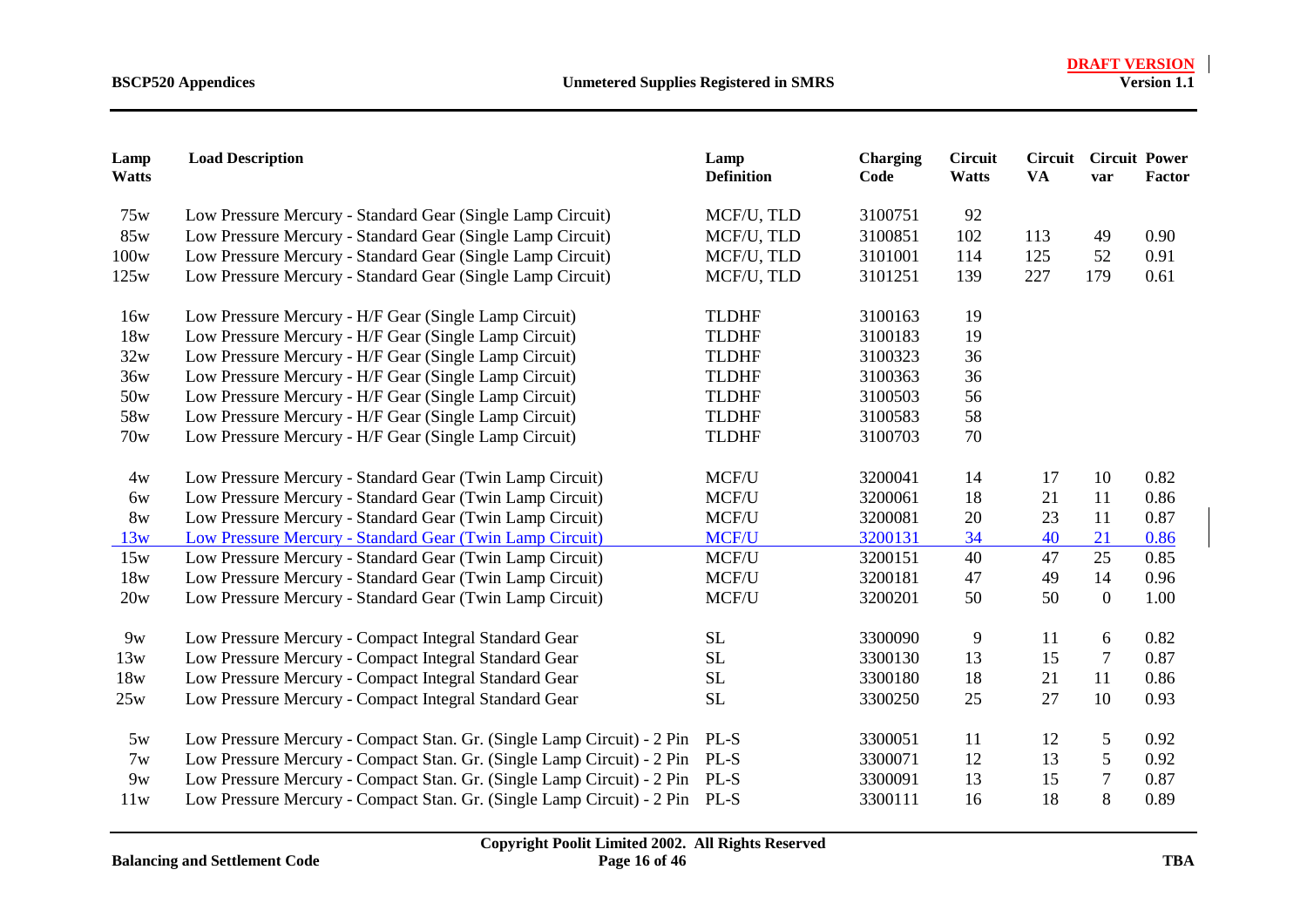| Lamp Watts | Load Description | Lamp Definition | Charging Code | Circuit Watts | Circuit VA | Circuit var | Power Factor |
|---|---|---|---|---|---|---|---|
| 75w | Low Pressure Mercury - Standard Gear (Single Lamp Circuit) | MCF/U, TLD | 3100751 | 92 | | | |
| 85w | Low Pressure Mercury - Standard Gear (Single Lamp Circuit) | MCF/U, TLD | 3100851 | 102 | 113 | 49 | 0.90 |
| 100w | Low Pressure Mercury - Standard Gear (Single Lamp Circuit) | MCF/U, TLD | 3101001 | 114 | 125 | 52 | 0.91 |
| 125w | Low Pressure Mercury - Standard Gear (Single Lamp Circuit) | MCF/U, TLD | 3101251 | 139 | 227 | 179 | 0.61 |
| 16w | Low Pressure Mercury - H/F Gear (Single Lamp Circuit) | TLDHF | 3100163 | 19 | | | |
| 18w | Low Pressure Mercury - H/F Gear (Single Lamp Circuit) | TLDHF | 3100183 | 19 | | | |
| 32w | Low Pressure Mercury - H/F Gear (Single Lamp Circuit) | TLDHF | 3100323 | 36 | | | |
| 36w | Low Pressure Mercury - H/F Gear (Single Lamp Circuit) | TLDHF | 3100363 | 36 | | | |
| 50w | Low Pressure Mercury - H/F Gear (Single Lamp Circuit) | TLDHF | 3100503 | 56 | | | |
| 58w | Low Pressure Mercury - H/F Gear (Single Lamp Circuit) | TLDHF | 3100583 | 58 | | | |
| 70w | Low Pressure Mercury - H/F Gear (Single Lamp Circuit) | TLDHF | 3100703 | 70 | | | |
| 4w | Low Pressure Mercury - Standard Gear (Twin Lamp Circuit) | MCF/U | 3200041 | 14 | 17 | 10 | 0.82 |
| 6w | Low Pressure Mercury - Standard Gear (Twin Lamp Circuit) | MCF/U | 3200061 | 18 | 21 | 11 | 0.86 |
| 8w | Low Pressure Mercury - Standard Gear (Twin Lamp Circuit) | MCF/U | 3200081 | 20 | 23 | 11 | 0.87 |
| 13w | Low Pressure Mercury - Standard Gear (Twin Lamp Circuit) | MCF/U | 3200131 | 34 | 40 | 21 | 0.86 |
| 15w | Low Pressure Mercury - Standard Gear (Twin Lamp Circuit) | MCF/U | 3200151 | 40 | 47 | 25 | 0.85 |
| 18w | Low Pressure Mercury - Standard Gear (Twin Lamp Circuit) | MCF/U | 3200181 | 47 | 49 | 14 | 0.96 |
| 20w | Low Pressure Mercury - Standard Gear (Twin Lamp Circuit) | MCF/U | 3200201 | 50 | 50 | 0 | 1.00 |
| 9w | Low Pressure Mercury - Compact Integral Standard Gear | SL | 3300090 | 9 | 11 | 6 | 0.82 |
| 13w | Low Pressure Mercury - Compact Integral Standard Gear | SL | 3300130 | 13 | 15 | 7 | 0.87 |
| 18w | Low Pressure Mercury - Compact Integral Standard Gear | SL | 3300180 | 18 | 21 | 11 | 0.86 |
| 25w | Low Pressure Mercury - Compact Integral Standard Gear | SL | 3300250 | 25 | 27 | 10 | 0.93 |
| 5w | Low Pressure Mercury - Compact Stan. Gr. (Single Lamp Circuit) - 2 Pin | PL-S | 3300051 | 11 | 12 | 5 | 0.92 |
| 7w | Low Pressure Mercury - Compact Stan. Gr. (Single Lamp Circuit) - 2 Pin | PL-S | 3300071 | 12 | 13 | 5 | 0.92 |
| 9w | Low Pressure Mercury - Compact Stan. Gr. (Single Lamp Circuit) - 2 Pin | PL-S | 3300091 | 13 | 15 | 7 | 0.87 |
| 11w | Low Pressure Mercury - Compact Stan. Gr. (Single Lamp Circuit) - 2 Pin | PL-S | 3300111 | 16 | 18 | 8 | 0.89 |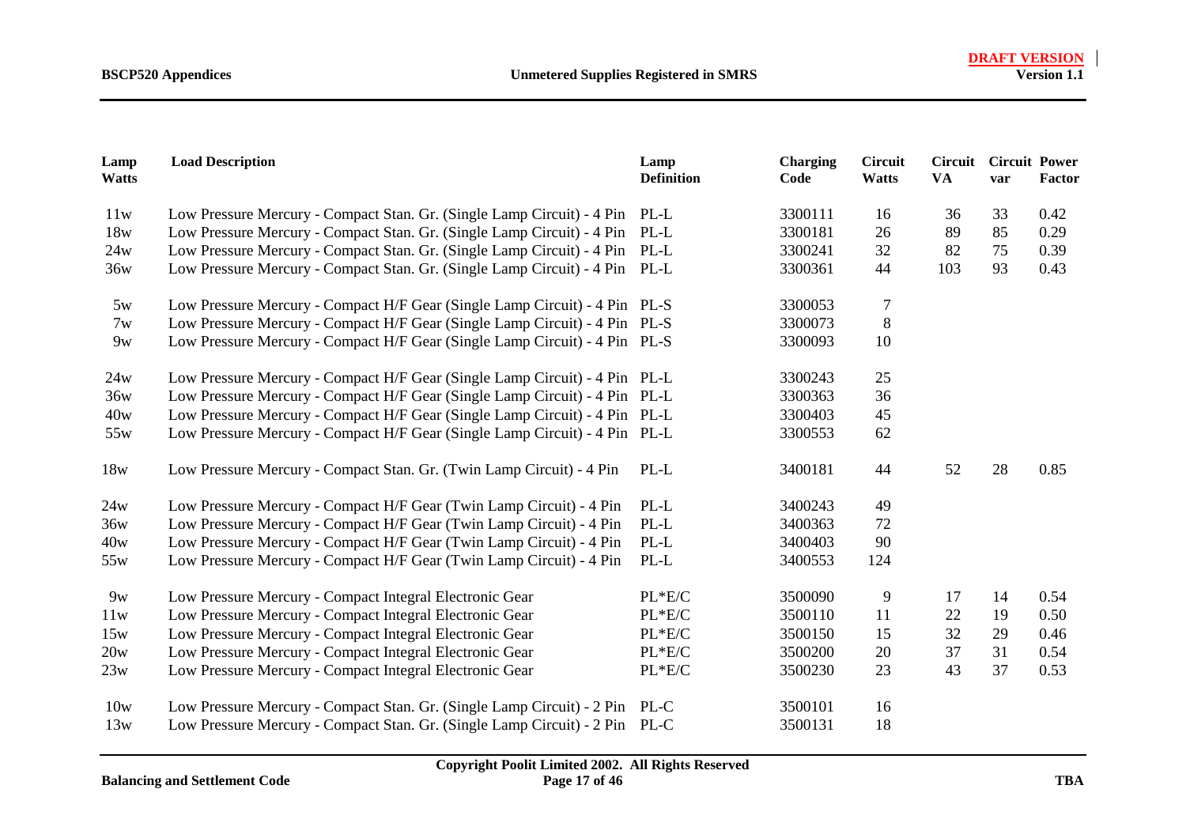| Lamp Watts | Load Description | Lamp Definition | Charging Code | Circuit Watts | Circuit VA | Circuit var | Power Factor |
|---|---|---|---|---|---|---|---|
| 11w | Low Pressure Mercury - Compact Stan. Gr. (Single Lamp Circuit) - 4 Pin | PL-L | 3300111 | 16 | 36 | 33 | 0.42 |
| 18w | Low Pressure Mercury - Compact Stan. Gr. (Single Lamp Circuit) - 4 Pin | PL-L | 3300181 | 26 | 89 | 85 | 0.29 |
| 24w | Low Pressure Mercury - Compact Stan. Gr. (Single Lamp Circuit) - 4 Pin | PL-L | 3300241 | 32 | 82 | 75 | 0.39 |
| 36w | Low Pressure Mercury - Compact Stan. Gr. (Single Lamp Circuit) - 4 Pin | PL-L | 3300361 | 44 | 103 | 93 | 0.43 |
| 5w | Low Pressure Mercury - Compact H/F Gear (Single Lamp Circuit) - 4 Pin | PL-S | 3300053 | 7 | | | |
| 7w | Low Pressure Mercury - Compact H/F Gear (Single Lamp Circuit) - 4 Pin | PL-S | 3300073 | 8 | | | |
| 9w | Low Pressure Mercury - Compact H/F Gear (Single Lamp Circuit) - 4 Pin | PL-S | 3300093 | 10 | | | |
| 24w | Low Pressure Mercury - Compact H/F Gear (Single Lamp Circuit) - 4 Pin | PL-L | 3300243 | 25 | | | |
| 36w | Low Pressure Mercury - Compact H/F Gear (Single Lamp Circuit) - 4 Pin | PL-L | 3300363 | 36 | | | |
| 40w | Low Pressure Mercury - Compact H/F Gear (Single Lamp Circuit) - 4 Pin | PL-L | 3300403 | 45 | | | |
| 55w | Low Pressure Mercury - Compact H/F Gear (Single Lamp Circuit) - 4 Pin | PL-L | 3300553 | 62 | | | |
| 18w | Low Pressure Mercury - Compact Stan. Gr. (Twin Lamp Circuit) - 4 Pin | PL-L | 3400181 | 44 | 52 | 28 | 0.85 |
| 24w | Low Pressure Mercury - Compact H/F Gear (Twin Lamp Circuit) - 4 Pin | PL-L | 3400243 | 49 | | | |
| 36w | Low Pressure Mercury - Compact H/F Gear (Twin Lamp Circuit) - 4 Pin | PL-L | 3400363 | 72 | | | |
| 40w | Low Pressure Mercury - Compact H/F Gear (Twin Lamp Circuit) - 4 Pin | PL-L | 3400403 | 90 | | | |
| 55w | Low Pressure Mercury - Compact H/F Gear (Twin Lamp Circuit) - 4 Pin | PL-L | 3400553 | 124 | | | |
| 9w | Low Pressure Mercury - Compact Integral Electronic Gear | PL*E/C | 3500090 | 9 | 17 | 14 | 0.54 |
| 11w | Low Pressure Mercury - Compact Integral Electronic Gear | PL*E/C | 3500110 | 11 | 22 | 19 | 0.50 |
| 15w | Low Pressure Mercury - Compact Integral Electronic Gear | PL*E/C | 3500150 | 15 | 32 | 29 | 0.46 |
| 20w | Low Pressure Mercury - Compact Integral Electronic Gear | PL*E/C | 3500200 | 20 | 37 | 31 | 0.54 |
| 23w | Low Pressure Mercury - Compact Integral Electronic Gear | PL*E/C | 3500230 | 23 | 43 | 37 | 0.53 |
| 10w | Low Pressure Mercury - Compact Stan. Gr. (Single Lamp Circuit) - 2 Pin | PL-C | 3500101 | 16 | | | |
| 13w | Low Pressure Mercury - Compact Stan. Gr. (Single Lamp Circuit) - 2 Pin | PL-C | 3500131 | 18 | | | |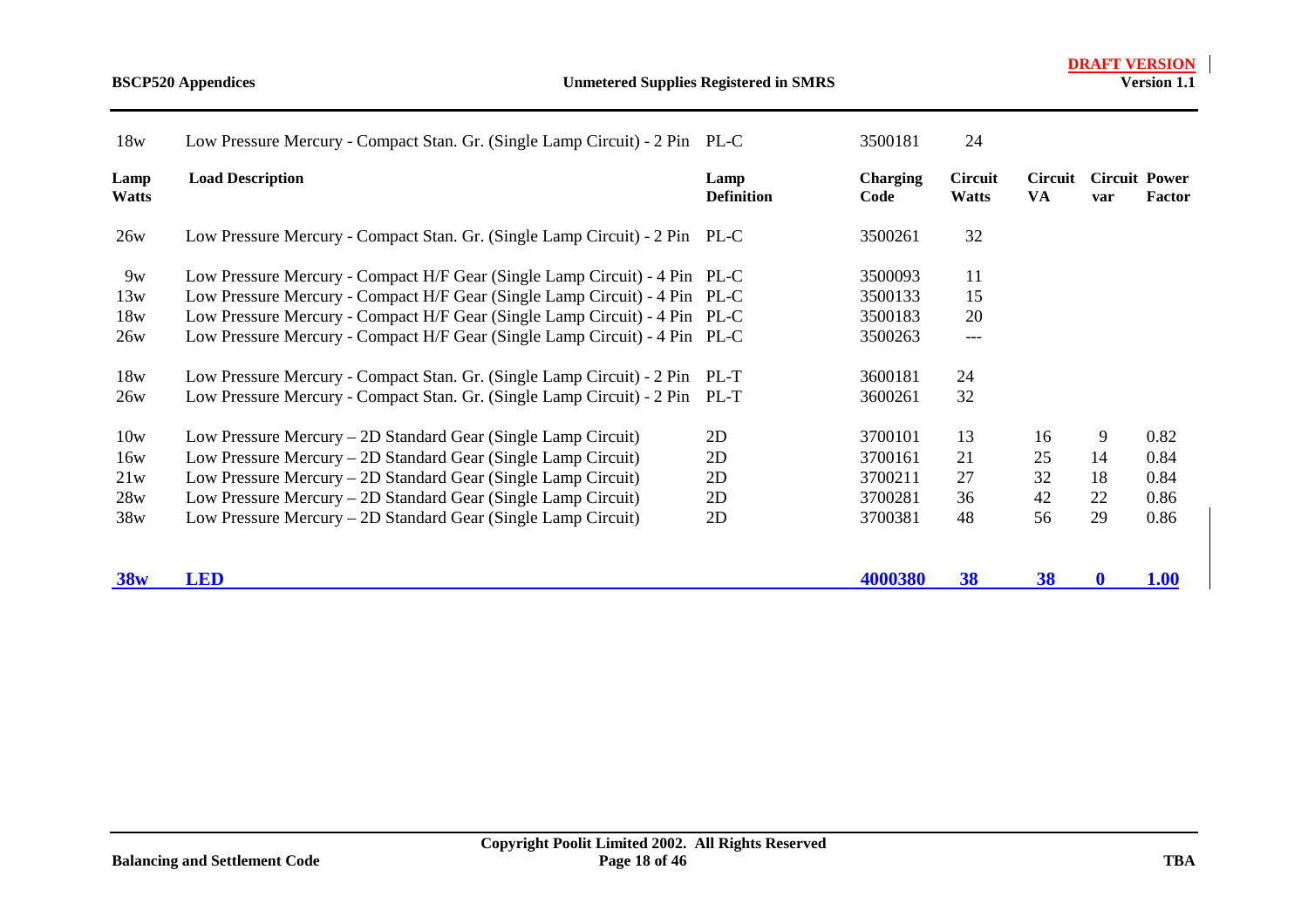| Lamp Watts | Load Description | Lamp Definition | Charging Code | Circuit Watts | Circuit VA | Circuit var | Power Factor |
|---|---|---|---|---|---|---|---|
| 18w | Low Pressure Mercury - Compact Stan. Gr. (Single Lamp Circuit) - 2 Pin | PL-C | 3500181 | 24 | | | |
| 26w | Low Pressure Mercury - Compact Stan. Gr. (Single Lamp Circuit) - 2 Pin | PL-C | 3500261 | 32 | | | |
| 9w | Low Pressure Mercury - Compact H/F Gear (Single Lamp Circuit) - 4 Pin | PL-C | 3500093 | 11 | | | |
| 13w | Low Pressure Mercury - Compact H/F Gear (Single Lamp Circuit) - 4 Pin | PL-C | 3500133 | 15 | | | |
| 18w | Low Pressure Mercury - Compact H/F Gear (Single Lamp Circuit) - 4 Pin | PL-C | 3500183 | 20 | | | |
| 26w | Low Pressure Mercury - Compact H/F Gear (Single Lamp Circuit) - 4 Pin | PL-C | 3500263 | --- | | | |
| 18w | Low Pressure Mercury - Compact Stan. Gr. (Single Lamp Circuit) - 2 Pin | PL-T | 3600181 | 24 | | | |
| 26w | Low Pressure Mercury - Compact Stan. Gr. (Single Lamp Circuit) - 2 Pin | PL-T | 3600261 | 32 | | | |
| 10w | Low Pressure Mercury – 2D Standard Gear (Single Lamp Circuit) | 2D | 3700101 | 13 | 16 | 9 | 0.82 |
| 16w | Low Pressure Mercury – 2D Standard Gear (Single Lamp Circuit) | 2D | 3700161 | 21 | 25 | 14 | 0.84 |
| 21w | Low Pressure Mercury – 2D Standard Gear (Single Lamp Circuit) | 2D | 3700211 | 27 | 32 | 18 | 0.84 |
| 28w | Low Pressure Mercury – 2D Standard Gear (Single Lamp Circuit) | 2D | 3700281 | 36 | 42 | 22 | 0.86 |
| 38w | Low Pressure Mercury – 2D Standard Gear (Single Lamp Circuit) | 2D | 3700381 | 48 | 56 | 29 | 0.86 |
| **38w** | **LED** | | **4000380** | **38** | **38** | **0** | **1.00** |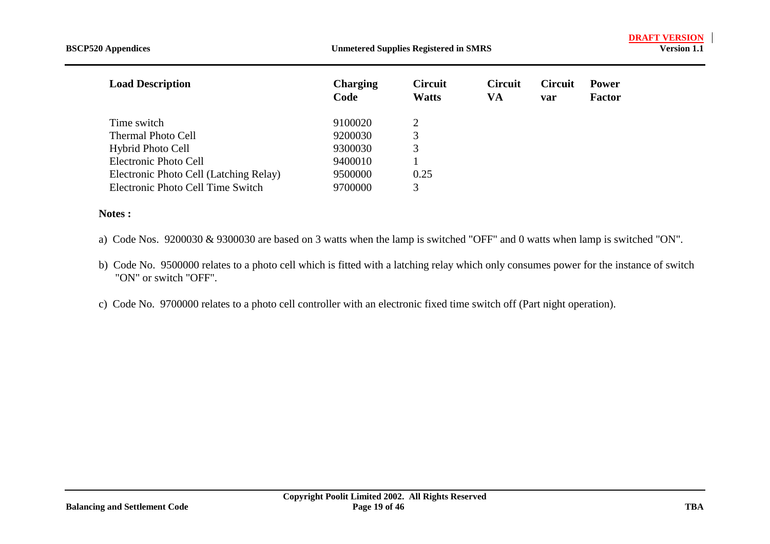| Load Description | Charging Code | Circuit Watts | Circuit VA | Circuit var | Power Factor |
|---|---|---|---|---|---|
| Time switch | 9100020 | 2 | | | |
| Thermal Photo Cell | 9200030 | 3 | | | |
| Hybrid Photo Cell | 9300030 | 3 | | | |
| Electronic Photo Cell | 9400010 | 1 | | | |
| Electronic Photo Cell (Latching Relay) | 9500000 | 0.25 | | | |
| Electronic Photo Cell Time Switch | 9700000 | 3 | | | |

**Notes :**

a) Code Nos. 9200030 & 9300030 are based on 3 watts when the lamp is switched "OFF" and 0 watts when lamp is switched "ON".

b) Code No. 9500000 relates to a photo cell which is fitted with a latching relay which only consumes power for the instance of switch "ON" or switch "OFF".

c) Code No. 9700000 relates to a photo cell controller with an electronic fixed time switch off (Part night operation).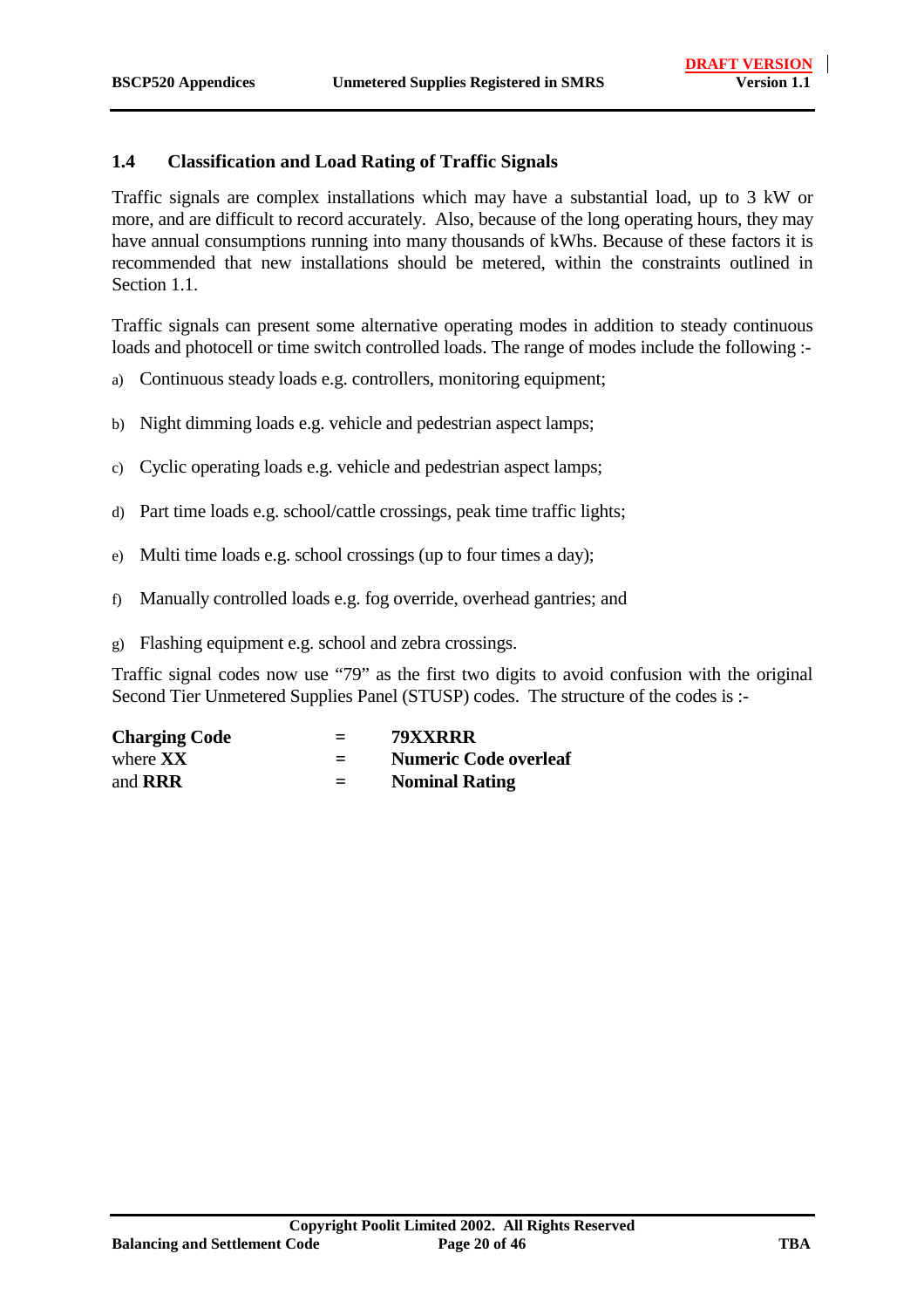## 1.4 Classification and Load Rating of Traffic Signals

Traffic signals are complex installations which may have a substantial load, up to 3 kW or more, and are difficult to record accurately. Also, because of the long operating hours, they may have annual consumptions running into many thousands of kWhs. Because of these factors it is recommended that new installations should be metered, within the constraints outlined in Section 1.1.

Traffic signals can present some alternative operating modes in addition to steady continuous loads and photocell or time switch controlled loads. The range of modes include the following :-

a) Continuous steady loads e.g. controllers, monitoring equipment;

b) Night dimming loads e.g. vehicle and pedestrian aspect lamps;

c) Cyclic operating loads e.g. vehicle and pedestrian aspect lamps;

d) Part time loads e.g. school/cattle crossings, peak time traffic lights;

e) Multi time loads e.g. school crossings (up to four times a day);

f) Manually controlled loads e.g. fog override, overhead gantries; and

g) Flashing equipment e.g. school and zebra crossings.

Traffic signal codes now use "79" as the first two digits to avoid confusion with the original Second Tier Unmetered Supplies Panel (STUSP) codes. The structure of the codes is :-

| | | |
|---|---|---|
| **Charging Code** | = | **79XXRRR** |
| where **XX** | = | **Numeric Code overleaf** |
| and **RRR** | = | **Nominal Rating** |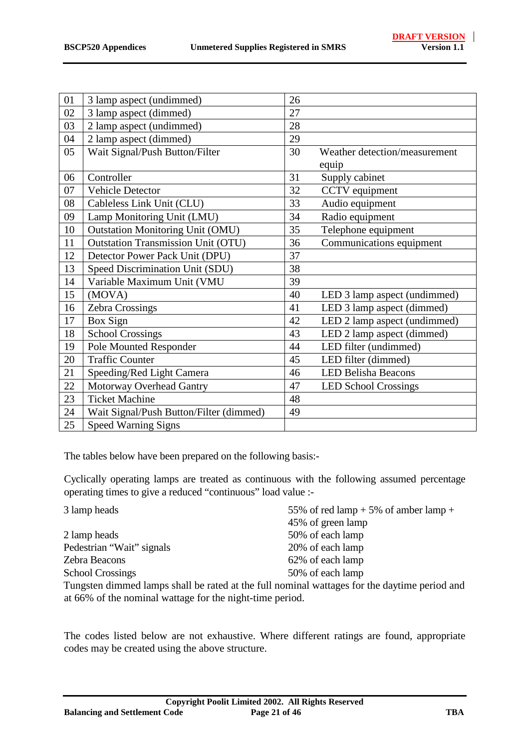| 01 | 3 lamp aspect (undimmed) | 26 | |
|---|---|---|---|
| 02 | 3 lamp aspect (dimmed) | 27 | |
| 03 | 2 lamp aspect (undimmed) | 28 | |
| 04 | 2 lamp aspect (dimmed) | 29 | |
| 05 | Wait Signal/Push Button/Filter | 30 | Weather detection/measurement equip |
| 06 | Controller | 31 | Supply cabinet |
| 07 | Vehicle Detector | 32 | CCTV equipment |
| 08 | Cableless Link Unit (CLU) | 33 | Audio equipment |
| 09 | Lamp Monitoring Unit (LMU) | 34 | Radio equipment |
| 10 | Outstation Monitoring Unit (OMU) | 35 | Telephone equipment |
| 11 | Outstation Transmission Unit (OTU) | 36 | Communications equipment |
| 12 | Detector Power Pack Unit (DPU) | 37 | |
| 13 | Speed Discrimination Unit (SDU) | 38 | |
| 14 | Variable Maximum Unit (VMU | 39 | |
| 15 | (MOVA) | 40 | LED 3 lamp aspect (undimmed) |
| 16 | Zebra Crossings | 41 | LED 3 lamp aspect (dimmed) |
| 17 | Box Sign | 42 | LED 2 lamp aspect (undimmed) |
| 18 | School Crossings | 43 | LED 2 lamp aspect (dimmed) |
| 19 | Pole Mounted Responder | 44 | LED filter (undimmed) |
| 20 | Traffic Counter | 45 | LED filter (dimmed) |
| 21 | Speeding/Red Light Camera | 46 | LED Belisha Beacons |
| 22 | Motorway Overhead Gantry | 47 | LED School Crossings |
| 23 | Ticket Machine | 48 | |
| 24 | Wait Signal/Push Button/Filter (dimmed) | 49 | |
| 25 | Speed Warning Signs | | |

The tables below have been prepared on the following basis:-

Cyclically operating lamps are treated as continuous with the following assumed percentage operating times to give a reduced "continuous" load value :-

| | |
|---|---|
| 3 lamp heads | 55% of red lamp + 5% of amber lamp + 45% of green lamp |
| 2 lamp heads | 50% of each lamp |
| Pedestrian "Wait" signals | 20% of each lamp |
| Zebra Beacons | 62% of each lamp |
| School Crossings | 50% of each lamp |

Tungsten dimmed lamps shall be rated at the full nominal wattages for the daytime period and at 66% of the nominal wattage for the night-time period.

The codes listed below are not exhaustive. Where different ratings are found, appropriate codes may be created using the above structure.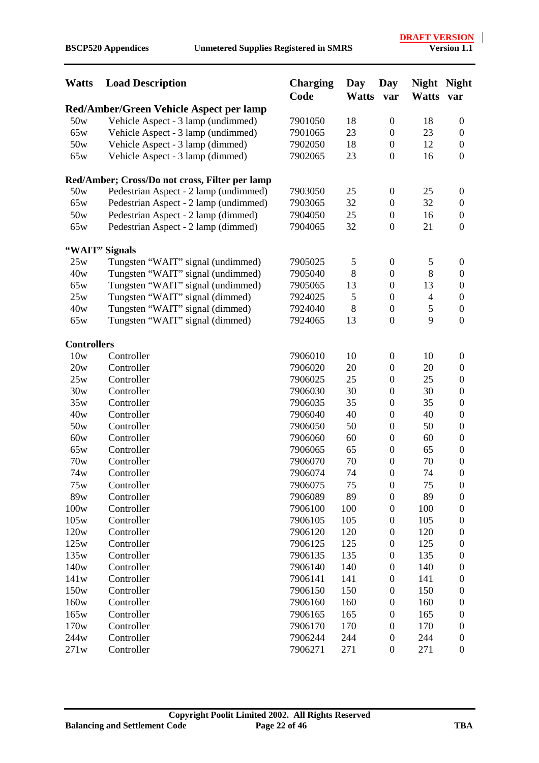| Watts | Load Description | Charging Code | Day Watts | Day var | Night Watts | Night var |
|---|---|---|---|---|---|---|
| **Red/Amber/Green Vehicle Aspect per lamp** | | | | | | |
| 50w | Vehicle Aspect - 3 lamp (undimmed) | 7901050 | 18 | 0 | 18 | 0 |
| 65w | Vehicle Aspect - 3 lamp (undimmed) | 7901065 | 23 | 0 | 23 | 0 |
| 50w | Vehicle Aspect - 3 lamp (dimmed) | 7902050 | 18 | 0 | 12 | 0 |
| 65w | Vehicle Aspect - 3 lamp (dimmed) | 7902065 | 23 | 0 | 16 | 0 |
| **Red/Amber; Cross/Do not cross, Filter per lamp** | | | | | | |
| 50w | Pedestrian Aspect - 2 lamp (undimmed) | 7903050 | 25 | 0 | 25 | 0 |
| 65w | Pedestrian Aspect - 2 lamp (undimmed) | 7903065 | 32 | 0 | 32 | 0 |
| 50w | Pedestrian Aspect - 2 lamp (dimmed) | 7904050 | 25 | 0 | 16 | 0 |
| 65w | Pedestrian Aspect - 2 lamp (dimmed) | 7904065 | 32 | 0 | 21 | 0 |
| **"WAIT" Signals** | | | | | | |
| 25w | Tungsten "WAIT" signal (undimmed) | 7905025 | 5 | 0 | 5 | 0 |
| 40w | Tungsten "WAIT" signal (undimmed) | 7905040 | 8 | 0 | 8 | 0 |
| 65w | Tungsten "WAIT" signal (undimmed) | 7905065 | 13 | 0 | 13 | 0 |
| 25w | Tungsten "WAIT" signal (dimmed) | 7924025 | 5 | 0 | 4 | 0 |
| 40w | Tungsten "WAIT" signal (dimmed) | 7924040 | 8 | 0 | 5 | 0 |
| 65w | Tungsten "WAIT" signal (dimmed) | 7924065 | 13 | 0 | 9 | 0 |
| **Controllers** | | | | | | |
| 10w | Controller | 7906010 | 10 | 0 | 10 | 0 |
| 20w | Controller | 7906020 | 20 | 0 | 20 | 0 |
| 25w | Controller | 7906025 | 25 | 0 | 25 | 0 |
| 30w | Controller | 7906030 | 30 | 0 | 30 | 0 |
| 35w | Controller | 7906035 | 35 | 0 | 35 | 0 |
| 40w | Controller | 7906040 | 40 | 0 | 40 | 0 |
| 50w | Controller | 7906050 | 50 | 0 | 50 | 0 |
| 60w | Controller | 7906060 | 60 | 0 | 60 | 0 |
| 65w | Controller | 7906065 | 65 | 0 | 65 | 0 |
| 70w | Controller | 7906070 | 70 | 0 | 70 | 0 |
| 74w | Controller | 7906074 | 74 | 0 | 74 | 0 |
| 75w | Controller | 7906075 | 75 | 0 | 75 | 0 |
| 89w | Controller | 7906089 | 89 | 0 | 89 | 0 |
| 100w | Controller | 7906100 | 100 | 0 | 100 | 0 |
| 105w | Controller | 7906105 | 105 | 0 | 105 | 0 |
| 120w | Controller | 7906120 | 120 | 0 | 120 | 0 |
| 125w | Controller | 7906125 | 125 | 0 | 125 | 0 |
| 135w | Controller | 7906135 | 135 | 0 | 135 | 0 |
| 140w | Controller | 7906140 | 140 | 0 | 140 | 0 |
| 141w | Controller | 7906141 | 141 | 0 | 141 | 0 |
| 150w | Controller | 7906150 | 150 | 0 | 150 | 0 |
| 160w | Controller | 7906160 | 160 | 0 | 160 | 0 |
| 165w | Controller | 7906165 | 165 | 0 | 165 | 0 |
| 170w | Controller | 7906170 | 170 | 0 | 170 | 0 |
| 244w | Controller | 7906244 | 244 | 0 | 244 | 0 |
| 271w | Controller | 7906271 | 271 | 0 | 271 | 0 |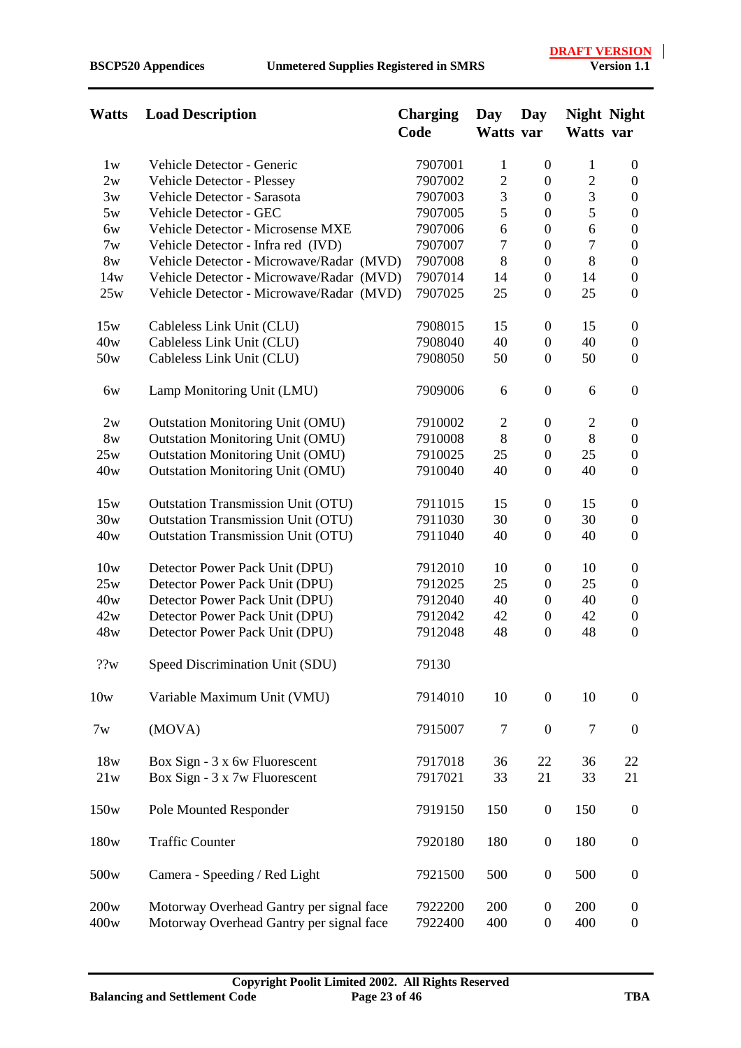| Watts | Load Description | Charging Code | Day Watts | Day var | Night Watts | Night var |
|---|---|---|---|---|---|---|
| 1w | Vehicle Detector - Generic | 7907001 | 1 | 0 | 1 | 0 |
| 2w | Vehicle Detector - Plessey | 7907002 | 2 | 0 | 2 | 0 |
| 3w | Vehicle Detector - Sarasota | 7907003 | 3 | 0 | 3 | 0 |
| 5w | Vehicle Detector - GEC | 7907005 | 5 | 0 | 5 | 0 |
| 6w | Vehicle Detector - Microsense MXE | 7907006 | 6 | 0 | 6 | 0 |
| 7w | Vehicle Detector - Infra red (IVD) | 7907007 | 7 | 0 | 7 | 0 |
| 8w | Vehicle Detector - Microwave/Radar (MVD) | 7907008 | 8 | 0 | 8 | 0 |
| 14w | Vehicle Detector - Microwave/Radar (MVD) | 7907014 | 14 | 0 | 14 | 0 |
| 25w | Vehicle Detector - Microwave/Radar (MVD) | 7907025 | 25 | 0 | 25 | 0 |
| 15w | Cableless Link Unit (CLU) | 7908015 | 15 | 0 | 15 | 0 |
| 40w | Cableless Link Unit (CLU) | 7908040 | 40 | 0 | 40 | 0 |
| 50w | Cableless Link Unit (CLU) | 7908050 | 50 | 0 | 50 | 0 |
| 6w | Lamp Monitoring Unit (LMU) | 7909006 | 6 | 0 | 6 | 0 |
| 2w | Outstation Monitoring Unit (OMU) | 7910002 | 2 | 0 | 2 | 0 |
| 8w | Outstation Monitoring Unit (OMU) | 7910008 | 8 | 0 | 8 | 0 |
| 25w | Outstation Monitoring Unit (OMU) | 7910025 | 25 | 0 | 25 | 0 |
| 40w | Outstation Monitoring Unit (OMU) | 7910040 | 40 | 0 | 40 | 0 |
| 15w | Outstation Transmission Unit (OTU) | 7911015 | 15 | 0 | 15 | 0 |
| 30w | Outstation Transmission Unit (OTU) | 7911030 | 30 | 0 | 30 | 0 |
| 40w | Outstation Transmission Unit (OTU) | 7911040 | 40 | 0 | 40 | 0 |
| 10w | Detector Power Pack Unit (DPU) | 7912010 | 10 | 0 | 10 | 0 |
| 25w | Detector Power Pack Unit (DPU) | 7912025 | 25 | 0 | 25 | 0 |
| 40w | Detector Power Pack Unit (DPU) | 7912040 | 40 | 0 | 40 | 0 |
| 42w | Detector Power Pack Unit (DPU) | 7912042 | 42 | 0 | 42 | 0 |
| 48w | Detector Power Pack Unit (DPU) | 7912048 | 48 | 0 | 48 | 0 |
| ??w | Speed Discrimination Unit (SDU) | 79130 | | | | |
| 10w | Variable Maximum Unit (VMU) | 7914010 | 10 | 0 | 10 | 0 |
| 7w | (MOVA) | 7915007 | 7 | 0 | 7 | 0 |
| 18w | Box Sign - 3 x 6w Fluorescent | 7917018 | 36 | 22 | 36 | 22 |
| 21w | Box Sign - 3 x 7w Fluorescent | 7917021 | 33 | 21 | 33 | 21 |
| 150w | Pole Mounted Responder | 7919150 | 150 | 0 | 150 | 0 |
| 180w | Traffic Counter | 7920180 | 180 | 0 | 180 | 0 |
| 500w | Camera - Speeding / Red Light | 7921500 | 500 | 0 | 500 | 0 |
| 200w | Motorway Overhead Gantry per signal face | 7922200 | 200 | 0 | 200 | 0 |
| 400w | Motorway Overhead Gantry per signal face | 7922400 | 400 | 0 | 400 | 0 |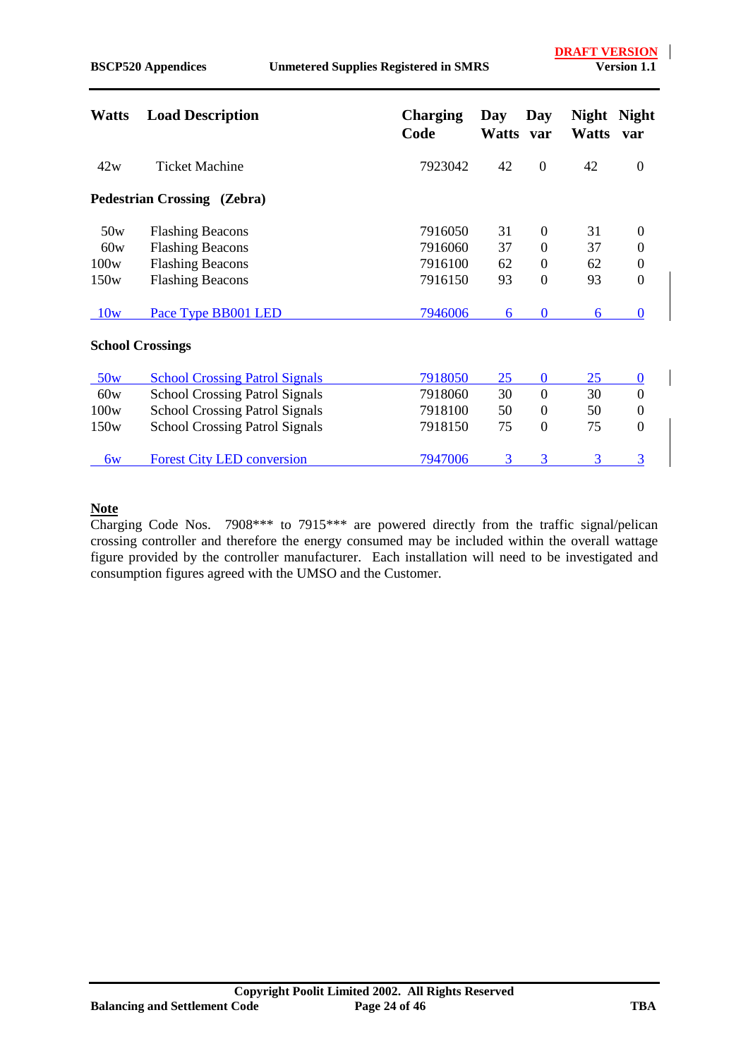| Watts | Load Description | Charging Code | Day Watts | Day var | Night Watts | Night var |
|---|---|---|---|---|---|---|
| 42w | Ticket Machine | 7923042 | 42 | 0 | 42 | 0 |
| **Pedestrian Crossing (Zebra)** | | | | | | |
| 50w | Flashing Beacons | 7916050 | 31 | 0 | 31 | 0 |
| 60w | Flashing Beacons | 7916060 | 37 | 0 | 37 | 0 |
| 100w | Flashing Beacons | 7916100 | 62 | 0 | 62 | 0 |
| 150w | Flashing Beacons | 7916150 | 93 | 0 | 93 | 0 |
| 10w | Pace Type BB001 LED | 7946006 | 6 | 0 | 6 | 0 |
| **School Crossings** | | | | | | |
| 50w | School Crossing Patrol Signals | 7918050 | 25 | 0 | 25 | 0 |
| 60w | School Crossing Patrol Signals | 7918060 | 30 | 0 | 30 | 0 |
| 100w | School Crossing Patrol Signals | 7918100 | 50 | 0 | 50 | 0 |
| 150w | School Crossing Patrol Signals | 7918150 | 75 | 0 | 75 | 0 |
| 6w | Forest City LED conversion | 7947006 | 3 | 3 | 3 | 3 |

**Note**

Charging Code Nos. 7908*** to 7915*** are powered directly from the traffic signal/pelican crossing controller and therefore the energy consumed may be included within the overall wattage figure provided by the controller manufacturer. Each installation will need to be investigated and consumption figures agreed with the UMSO and the Customer.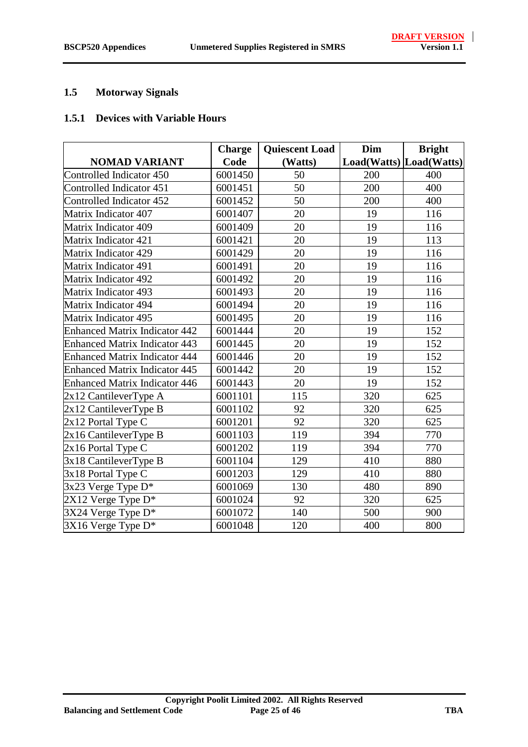## 1.5 Motorway Signals

### 1.5.1 Devices with Variable Hours

| NOMAD VARIANT | Charge Code | Quiescent Load (Watts) | Dim Load(Watts) | Bright Load(Watts) |
|---|---|---|---|---|
| Controlled Indicator 450 | 6001450 | 50 | 200 | 400 |
| Controlled Indicator 451 | 6001451 | 50 | 200 | 400 |
| Controlled Indicator 452 | 6001452 | 50 | 200 | 400 |
| Matrix Indicator 407 | 6001407 | 20 | 19 | 116 |
| Matrix Indicator 409 | 6001409 | 20 | 19 | 116 |
| Matrix Indicator 421 | 6001421 | 20 | 19 | 113 |
| Matrix Indicator 429 | 6001429 | 20 | 19 | 116 |
| Matrix Indicator 491 | 6001491 | 20 | 19 | 116 |
| Matrix Indicator 492 | 6001492 | 20 | 19 | 116 |
| Matrix Indicator 493 | 6001493 | 20 | 19 | 116 |
| Matrix Indicator 494 | 6001494 | 20 | 19 | 116 |
| Matrix Indicator 495 | 6001495 | 20 | 19 | 116 |
| Enhanced Matrix Indicator 442 | 6001444 | 20 | 19 | 152 |
| Enhanced Matrix Indicator 443 | 6001445 | 20 | 19 | 152 |
| Enhanced Matrix Indicator 444 | 6001446 | 20 | 19 | 152 |
| Enhanced Matrix Indicator 445 | 6001442 | 20 | 19 | 152 |
| Enhanced Matrix Indicator 446 | 6001443 | 20 | 19 | 152 |
| 2x12 CantileverType A | 6001101 | 115 | 320 | 625 |
| 2x12 CantileverType B | 6001102 | 92 | 320 | 625 |
| 2x12 Portal Type C | 6001201 | 92 | 320 | 625 |
| 2x16 CantileverType B | 6001103 | 119 | 394 | 770 |
| 2x16 Portal Type C | 6001202 | 119 | 394 | 770 |
| 3x18 CantileverType B | 6001104 | 129 | 410 | 880 |
| 3x18 Portal Type C | 6001203 | 129 | 410 | 880 |
| 3x23 Verge Type D* | 6001069 | 130 | 480 | 890 |
| 2X12 Verge Type D* | 6001024 | 92 | 320 | 625 |
| 3X24 Verge Type D* | 6001072 | 140 | 500 | 900 |
| 3X16 Verge Type D* | 6001048 | 120 | 400 | 800 |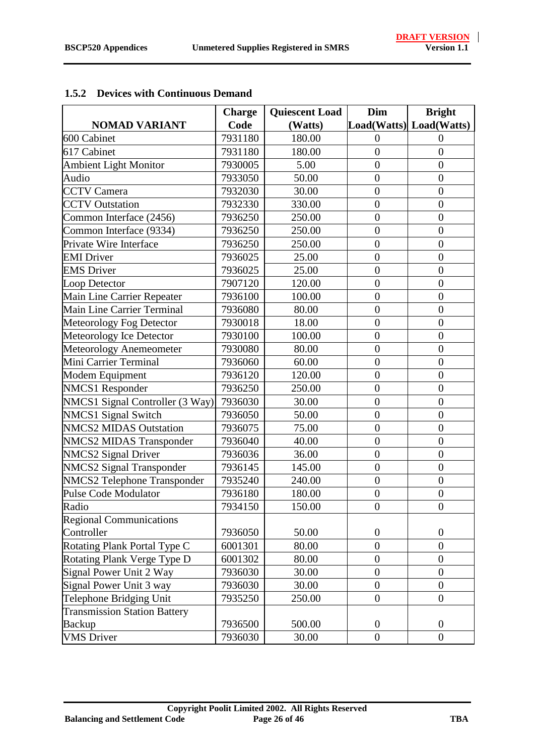### 1.5.2 Devices with Continuous Demand

| NOMAD VARIANT | Charge Code | Quiescent Load (Watts) | Dim Load(Watts) | Bright Load(Watts) |
|---|---|---|---|---|
| 600 Cabinet | 7931180 | 180.00 | 0 | 0 |
| 617 Cabinet | 7931180 | 180.00 | 0 | 0 |
| Ambient Light Monitor | 7930005 | 5.00 | 0 | 0 |
| Audio | 7933050 | 50.00 | 0 | 0 |
| CCTV Camera | 7932030 | 30.00 | 0 | 0 |
| CCTV Outstation | 7932330 | 330.00 | 0 | 0 |
| Common Interface (2456) | 7936250 | 250.00 | 0 | 0 |
| Common Interface (9334) | 7936250 | 250.00 | 0 | 0 |
| Private Wire Interface | 7936250 | 250.00 | 0 | 0 |
| EMI Driver | 7936025 | 25.00 | 0 | 0 |
| EMS Driver | 7936025 | 25.00 | 0 | 0 |
| Loop Detector | 7907120 | 120.00 | 0 | 0 |
| Main Line Carrier Repeater | 7936100 | 100.00 | 0 | 0 |
| Main Line Carrier Terminal | 7936080 | 80.00 | 0 | 0 |
| Meteorology Fog Detector | 7930018 | 18.00 | 0 | 0 |
| Meteorology Ice Detector | 7930100 | 100.00 | 0 | 0 |
| Meteorology Anemeometer | 7930080 | 80.00 | 0 | 0 |
| Mini Carrier Terminal | 7936060 | 60.00 | 0 | 0 |
| Modem Equipment | 7936120 | 120.00 | 0 | 0 |
| NMCS1 Responder | 7936250 | 250.00 | 0 | 0 |
| NMCS1 Signal Controller (3 Way) | 7936030 | 30.00 | 0 | 0 |
| NMCS1 Signal Switch | 7936050 | 50.00 | 0 | 0 |
| NMCS2 MIDAS Outstation | 7936075 | 75.00 | 0 | 0 |
| NMCS2 MIDAS Transponder | 7936040 | 40.00 | 0 | 0 |
| NMCS2 Signal Driver | 7936036 | 36.00 | 0 | 0 |
| NMCS2 Signal Transponder | 7936145 | 145.00 | 0 | 0 |
| NMCS2 Telephone Transponder | 7935240 | 240.00 | 0 | 0 |
| Pulse Code Modulator | 7936180 | 180.00 | 0 | 0 |
| Radio | 7934150 | 150.00 | 0 | 0 |
| Regional Communications Controller | 7936050 | 50.00 | 0 | 0 |
| Rotating Plank Portal Type C | 6001301 | 80.00 | 0 | 0 |
| Rotating Plank Verge Type D | 6001302 | 80.00 | 0 | 0 |
| Signal Power Unit 2 Way | 7936030 | 30.00 | 0 | 0 |
| Signal Power Unit 3 way | 7936030 | 30.00 | 0 | 0 |
| Telephone Bridging Unit | 7935250 | 250.00 | 0 | 0 |
| Transmission Station Battery Backup | 7936500 | 500.00 | 0 | 0 |
| VMS Driver | 7936030 | 30.00 | 0 | 0 |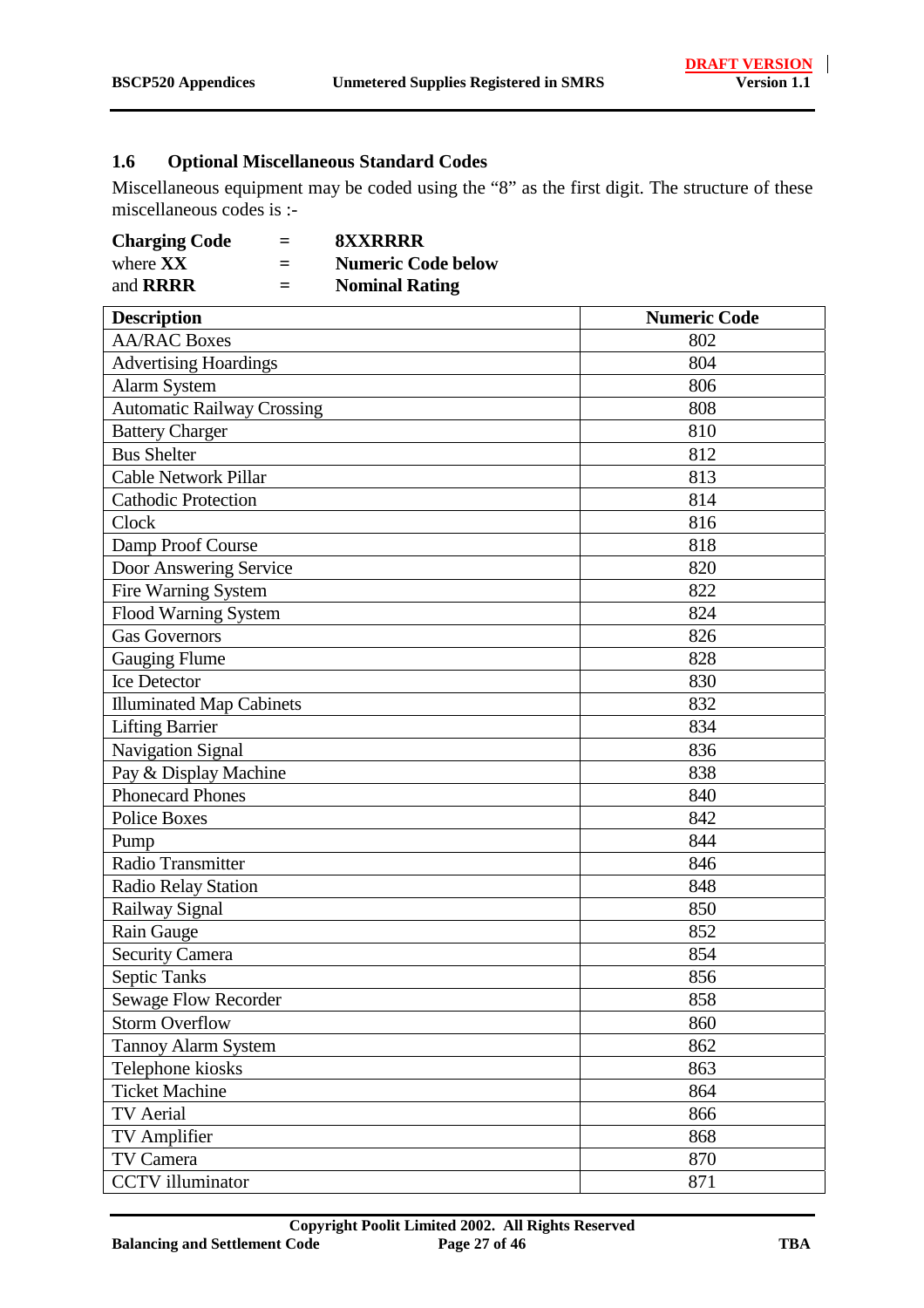## 1.6 Optional Miscellaneous Standard Codes

Miscellaneous equipment may be coded using the "8" as the first digit. The structure of these miscellaneous codes is :-

**Charging Code** = **8XXRRRR**
where **XX** = **Numeric Code below**
and **RRRR** = **Nominal Rating**

| Description | Numeric Code |
|---|---|
| AA/RAC Boxes | 802 |
| Advertising Hoardings | 804 |
| Alarm System | 806 |
| Automatic Railway Crossing | 808 |
| Battery Charger | 810 |
| Bus Shelter | 812 |
| Cable Network Pillar | 813 |
| Cathodic Protection | 814 |
| Clock | 816 |
| Damp Proof Course | 818 |
| Door Answering Service | 820 |
| Fire Warning System | 822 |
| Flood Warning System | 824 |
| Gas Governors | 826 |
| Gauging Flume | 828 |
| Ice Detector | 830 |
| Illuminated Map Cabinets | 832 |
| Lifting Barrier | 834 |
| Navigation Signal | 836 |
| Pay & Display Machine | 838 |
| Phonecard Phones | 840 |
| Police Boxes | 842 |
| Pump | 844 |
| Radio Transmitter | 846 |
| Radio Relay Station | 848 |
| Railway Signal | 850 |
| Rain Gauge | 852 |
| Security Camera | 854 |
| Septic Tanks | 856 |
| Sewage Flow Recorder | 858 |
| Storm Overflow | 860 |
| Tannoy Alarm System | 862 |
| Telephone kiosks | 863 |
| Ticket Machine | 864 |
| TV Aerial | 866 |
| TV Amplifier | 868 |
| TV Camera | 870 |
| CCTV illuminator | 871 |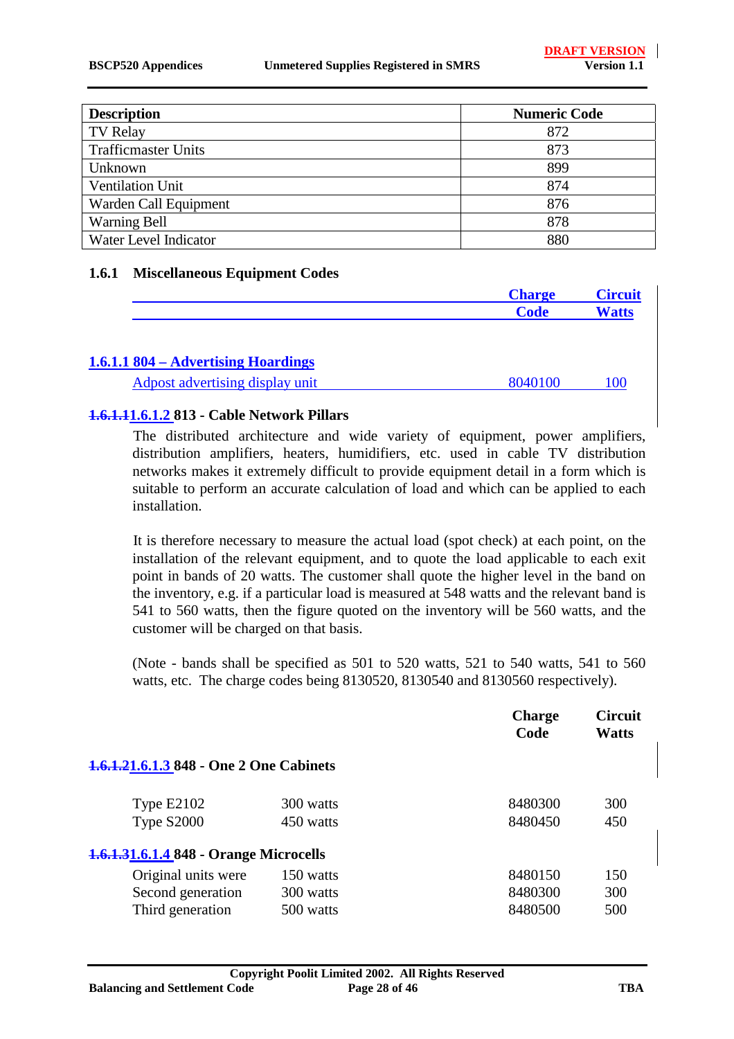| Description | Numeric Code |
|---|---|
| TV Relay | 872 |
| Trafficmaster Units | 873 |
| Unknown | 899 |
| Ventilation Unit | 874 |
| Warden Call Equipment | 876 |
| Warning Bell | 878 |
| Water Level Indicator | 880 |

### 1.6.1 Miscellaneous Equipment Codes

| | Charge Code | Circuit Watts |
|---|---|---|

#### 1.6.1.1 804 – Advertising Hoardings

| | Charge Code | Circuit Watts |
|---|---|---|
| Adpost advertising display unit | 8040100 | 100 |

#### ~~1.6.1.1~~1.6.1.2 813 - Cable Network Pillars

The distributed architecture and wide variety of equipment, power amplifiers, distribution amplifiers, heaters, humidifiers, etc. used in cable TV distribution networks makes it extremely difficult to provide equipment detail in a form which is suitable to perform an accurate calculation of load and which can be applied to each installation.

It is therefore necessary to measure the actual load (spot check) at each point, on the installation of the relevant equipment, and to quote the load applicable to each exit point in bands of 20 watts. The customer shall quote the higher level in the band on the inventory, e.g. if a particular load is measured at 548 watts and the relevant band is 541 to 560 watts, then the figure quoted on the inventory will be 560 watts, and the customer will be charged on that basis.

(Note - bands shall be specified as 501 to 520 watts, 521 to 540 watts, 541 to 560 watts, etc. The charge codes being 8130520, 8130540 and 8130560 respectively).

#### ~~1.6.1.2~~1.6.1.3 848 - One 2 One Cabinets

| | | Charge Code | Circuit Watts |
|---|---|---|---|
| Type E2102 | 300 watts | 8480300 | 300 |
| Type S2000 | 450 watts | 8480450 | 450 |

#### ~~1.6.1.3~~1.6.1.4 848 - Orange Microcells

| | | Charge Code | Circuit Watts |
|---|---|---|---|
| Original units were | 150 watts | 8480150 | 150 |
| Second generation | 300 watts | 8480300 | 300 |
| Third generation | 500 watts | 8480500 | 500 |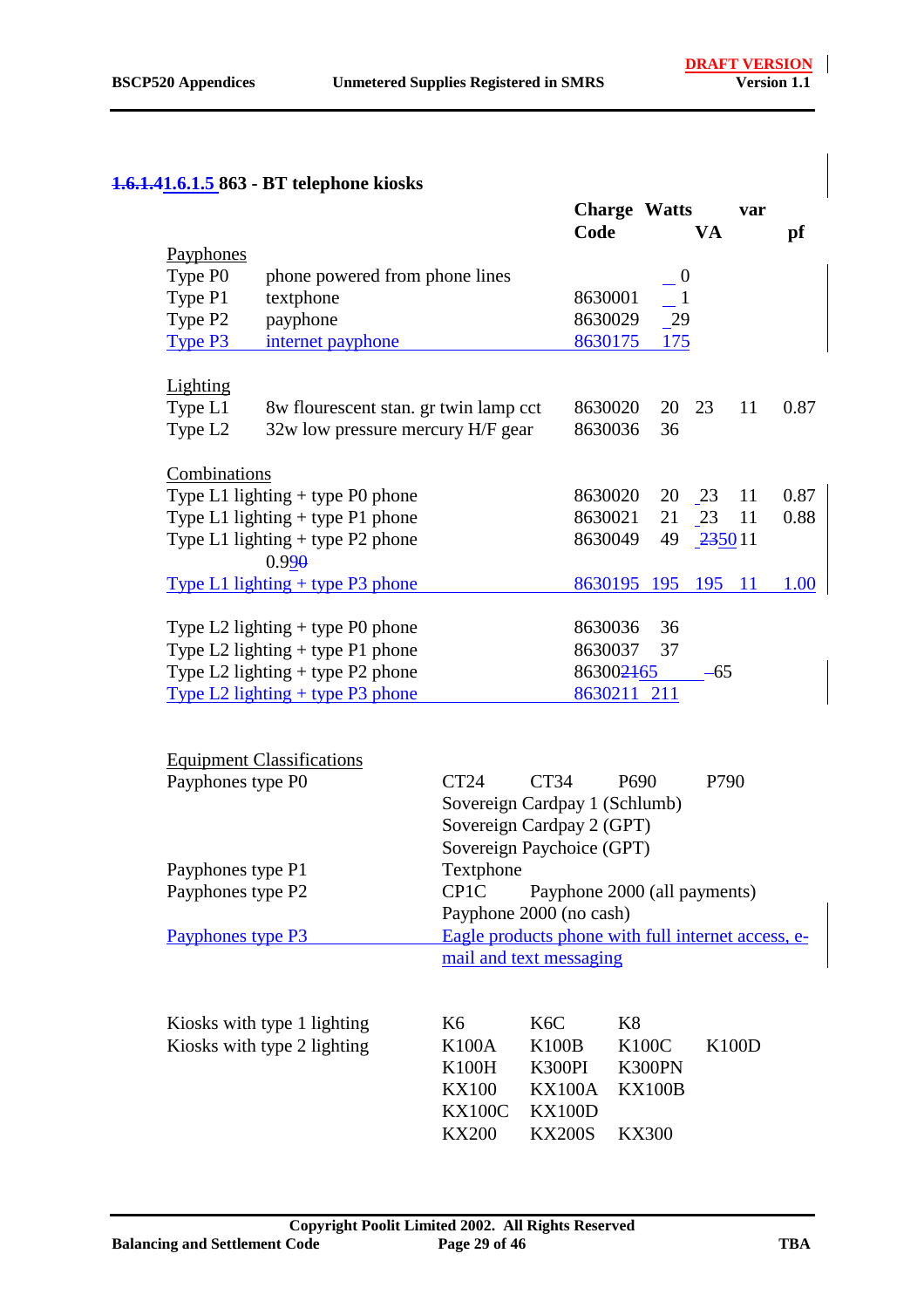### 1.6.1.41.6.1.5 863 - BT telephone kiosks

| | | Charge Code | Watts | VA | var | pf |
|---|---|---|---|---|---|---|
| Payphones | | | | | | |
| Type P0 | phone powered from phone lines | | 0 | | | |
| Type P1 | textphone | 8630001 | 1 | | | |
| Type P2 | payphone | 8630029 | 29 | | | |
| Type P3 | internet payphone | 8630175 | 175 | | | |
| | | | | | | |
| Lighting | | | | | | |
| Type L1 | 8w flourescent stan. gr twin lamp cct | 8630020 | 20 | 23 | 11 | 0.87 |
| Type L2 | 32w low pressure mercury H/F gear | 8630036 | 36 | | | |
| | | | | | | |
| Combinations | | | | | | |
| Type L1 lighting + type P0 phone | | 8630020 | 20 | 23 | 11 | 0.87 |
| Type L1 lighting + type P1 phone | | 8630021 | 21 | 23 | 11 | 0.88 |
| Type L1 lighting + type P2 phone | | 8630049 | 49 | 2350 | 11 | 0.990 |
| Type L1 lighting + type P3 phone | | 8630195 | 195 | 195 | 11 | 1.00 |
| | | | | | | |
| Type L2 lighting + type P0 phone | | 8630036 | 36 | | | |
| Type L2 lighting + type P1 phone | | 8630037 | 37 | | | |
| Type L2 lighting + type P2 phone | | 8630021 65 | 65 | | | |
| Type L2 lighting + type P3 phone | | 8630211 | 211 | | | |

| Equipment Classifications | | | | |
|---|---|---|---|---|
| Payphones type P0 | CT24 | CT34 | P690 | P790 |
| | Sovereign Cardpay 1 (Schlumb) | | | |
| | Sovereign Cardpay 2 (GPT) | | | |
| | Sovereign Paychoice (GPT) | | | |
| Payphones type P1 | Textphone | | | |
| Payphones type P2 | CP1C | Payphone 2000 (all payments) | | |
| | Payphone 2000 (no cash) | | | |
| Payphones type P3 | Eagle products phone with full internet access, e-mail and text messaging | | | |

| | | | | |
|---|---|---|---|---|
| Kiosks with type 1 lighting | K6 | K6C | K8 | |
| Kiosks with type 2 lighting | K100A | K100B | K100C | K100D |
| | K100H | K300PI | K300PN | |
| | KX100 | KX100A | KX100B | |
| | KX100C | KX100D | | |
| | KX200 | KX200S | KX300 | |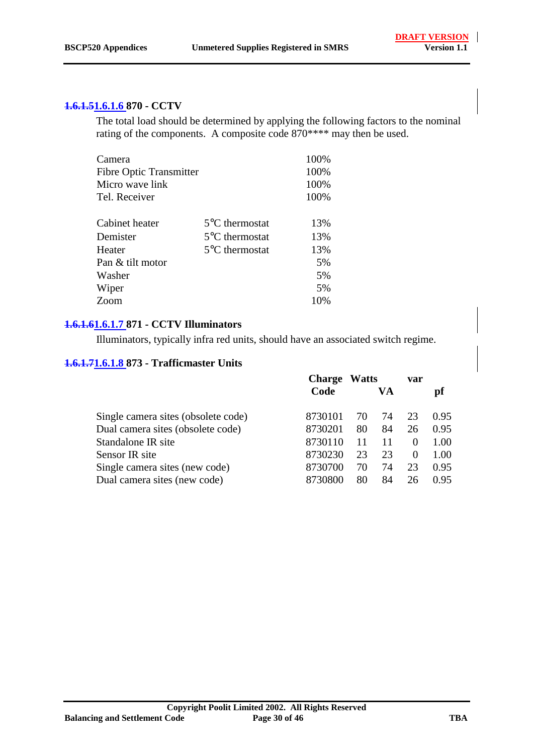### ~~1.6.1.5~~1.6.1.6 870 - CCTV

The total load should be determined by applying the following factors to the nominal rating of the components. A composite code 870**** may then be used.

| | | |
|---|---|---|
| Camera | | 100% |
| Fibre Optic Transmitter | | 100% |
| Micro wave link | | 100% |
| Tel. Receiver | | 100% |
| | | |
| Cabinet heater | 5°C thermostat | 13% |
| Demister | 5°C thermostat | 13% |
| Heater | 5°C thermostat | 13% |
| Pan & tilt motor | | 5% |
| Washer | | 5% |
| Wiper | | 5% |
| Zoom | | 10% |

### ~~1.6.1.6~~1.6.1.7 871 - CCTV Illuminators

Illuminators, typically infra red units, should have an associated switch regime.

### ~~1.6.1.7~~1.6.1.8 873 - Trafficmaster Units

| | Charge Code | Watts | VA | var | pf |
|---|---|---|---|---|---|
| Single camera sites (obsolete code) | 8730101 | 70 | 74 | 23 | 0.95 |
| Dual camera sites (obsolete code) | 8730201 | 80 | 84 | 26 | 0.95 |
| Standalone IR site | 8730110 | 11 | 11 | 0 | 1.00 |
| Sensor IR site | 8730230 | 23 | 23 | 0 | 1.00 |
| Single camera sites (new code) | 8730700 | 70 | 74 | 23 | 0.95 |
| Dual camera sites (new code) | 8730800 | 80 | 84 | 26 | 0.95 |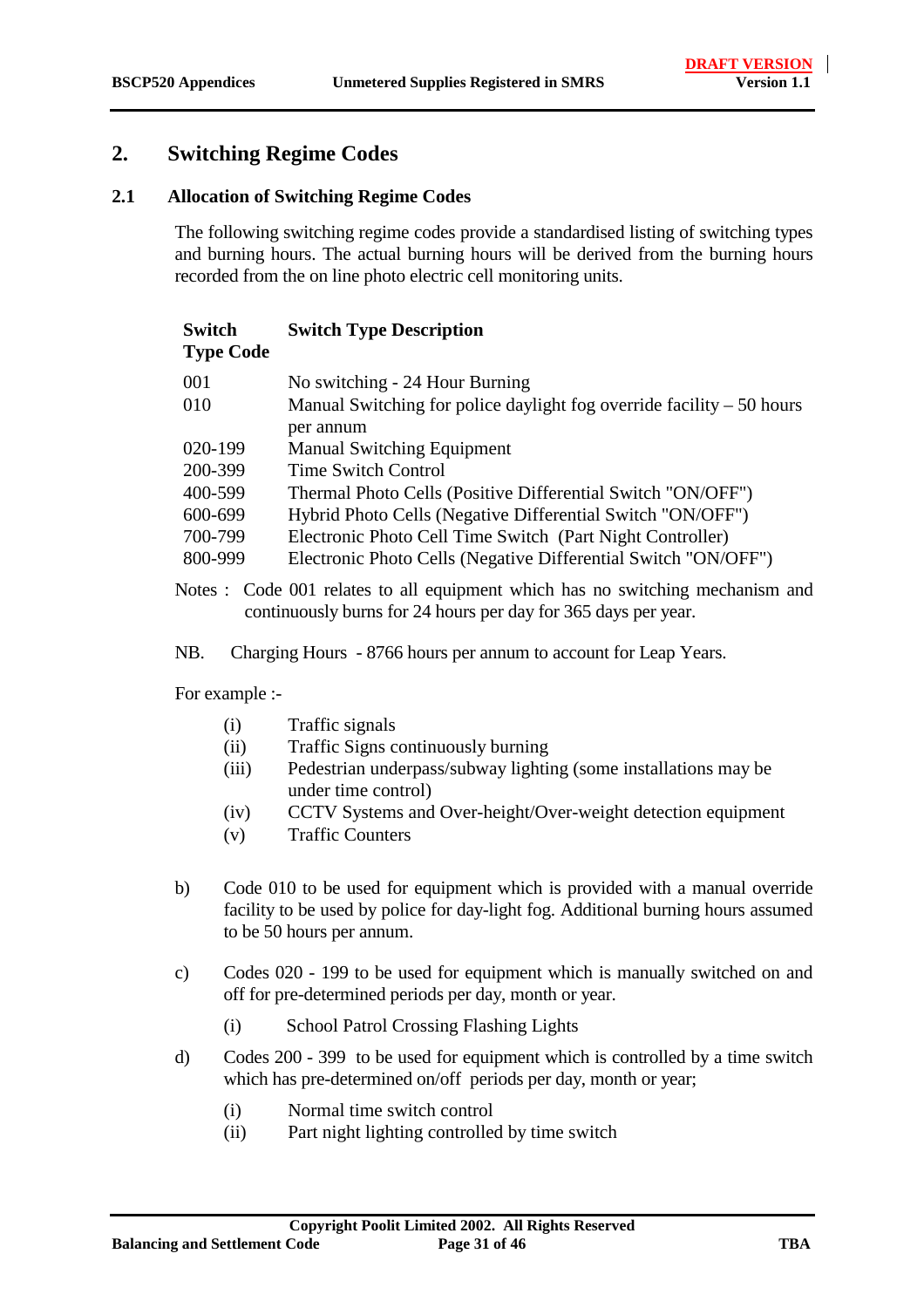## 2. Switching Regime Codes

### 2.1 Allocation of Switching Regime Codes

The following switching regime codes provide a standardised listing of switching types and burning hours. The actual burning hours will be derived from the burning hours recorded from the on line photo electric cell monitoring units.

| Switch Type Code | Switch Type Description |
|---|---|
| 001 | No switching - 24 Hour Burning |
| 010 | Manual Switching for police daylight fog override facility – 50 hours per annum |
| 020-199 | Manual Switching Equipment |
| 200-399 | Time Switch Control |
| 400-599 | Thermal Photo Cells (Positive Differential Switch "ON/OFF") |
| 600-699 | Hybrid Photo Cells (Negative Differential Switch "ON/OFF") |
| 700-799 | Electronic Photo Cell Time Switch (Part Night Controller) |
| 800-999 | Electronic Photo Cells (Negative Differential Switch "ON/OFF") |

Notes : Code 001 relates to all equipment which has no switching mechanism and continuously burns for 24 hours per day for 365 days per year.

NB. Charging Hours - 8766 hours per annum to account for Leap Years.

For example :-

- (i) Traffic signals
- (ii) Traffic Signs continuously burning
- (iii) Pedestrian underpass/subway lighting (some installations may be under time control)
- (iv) CCTV Systems and Over-height/Over-weight detection equipment
- (v) Traffic Counters

b) Code 010 to be used for equipment which is provided with a manual override facility to be used by police for day-light fog. Additional burning hours assumed to be 50 hours per annum.

c) Codes 020 - 199 to be used for equipment which is manually switched on and off for pre-determined periods per day, month or year.

- (i) School Patrol Crossing Flashing Lights

d) Codes 200 - 399 to be used for equipment which is controlled by a time switch which has pre-determined on/off periods per day, month or year;

- (i) Normal time switch control
- (ii) Part night lighting controlled by time switch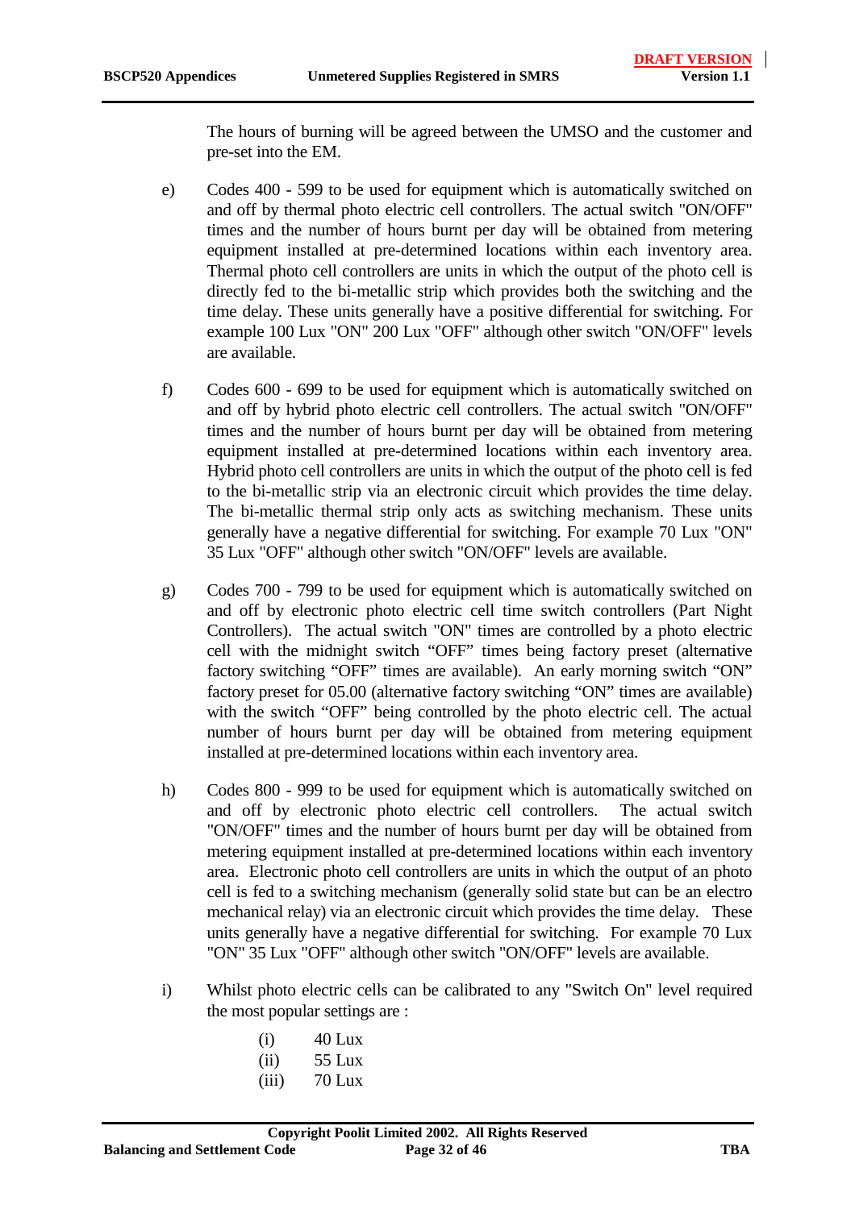The hours of burning will be agreed between the UMSO and the customer and pre-set into the EM.

e) Codes 400 - 599 to be used for equipment which is automatically switched on and off by thermal photo electric cell controllers. The actual switch "ON/OFF" times and the number of hours burnt per day will be obtained from metering equipment installed at pre-determined locations within each inventory area. Thermal photo cell controllers are units in which the output of the photo cell is directly fed to the bi-metallic strip which provides both the switching and the time delay. These units generally have a positive differential for switching. For example 100 Lux "ON" 200 Lux "OFF" although other switch "ON/OFF" levels are available.

f) Codes 600 - 699 to be used for equipment which is automatically switched on and off by hybrid photo electric cell controllers. The actual switch "ON/OFF" times and the number of hours burnt per day will be obtained from metering equipment installed at pre-determined locations within each inventory area. Hybrid photo cell controllers are units in which the output of the photo cell is fed to the bi-metallic strip via an electronic circuit which provides the time delay. The bi-metallic thermal strip only acts as switching mechanism. These units generally have a negative differential for switching. For example 70 Lux "ON" 35 Lux "OFF" although other switch "ON/OFF" levels are available.

g) Codes 700 - 799 to be used for equipment which is automatically switched on and off by electronic photo electric cell time switch controllers (Part Night Controllers). The actual switch "ON" times are controlled by a photo electric cell with the midnight switch “OFF” times being factory preset (alternative factory switching “OFF” times are available). An early morning switch “ON” factory preset for 05.00 (alternative factory switching “ON” times are available) with the switch “OFF” being controlled by the photo electric cell. The actual number of hours burnt per day will be obtained from metering equipment installed at pre-determined locations within each inventory area.

h) Codes 800 - 999 to be used for equipment which is automatically switched on and off by electronic photo electric cell controllers. The actual switch "ON/OFF" times and the number of hours burnt per day will be obtained from metering equipment installed at pre-determined locations within each inventory area. Electronic photo cell controllers are units in which the output of an photo cell is fed to a switching mechanism (generally solid state but can be an electro mechanical relay) via an electronic circuit which provides the time delay. These units generally have a negative differential for switching. For example 70 Lux "ON" 35 Lux "OFF" although other switch "ON/OFF" levels are available.

i) Whilst photo electric cells can be calibrated to any "Switch On" level required the most popular settings are :

  (i) 40 Lux
  (ii) 55 Lux
  (iii) 70 Lux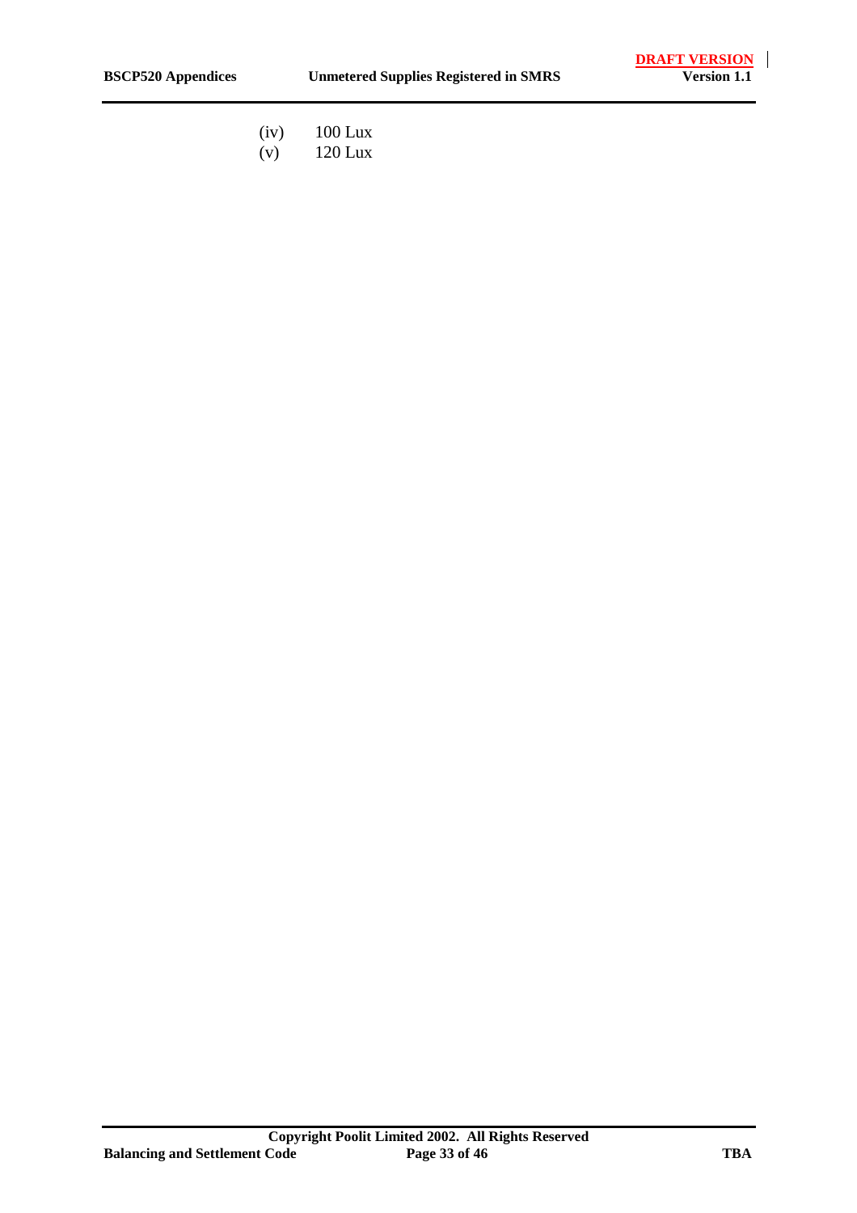(iv) 100 Lux

(v) 120 Lux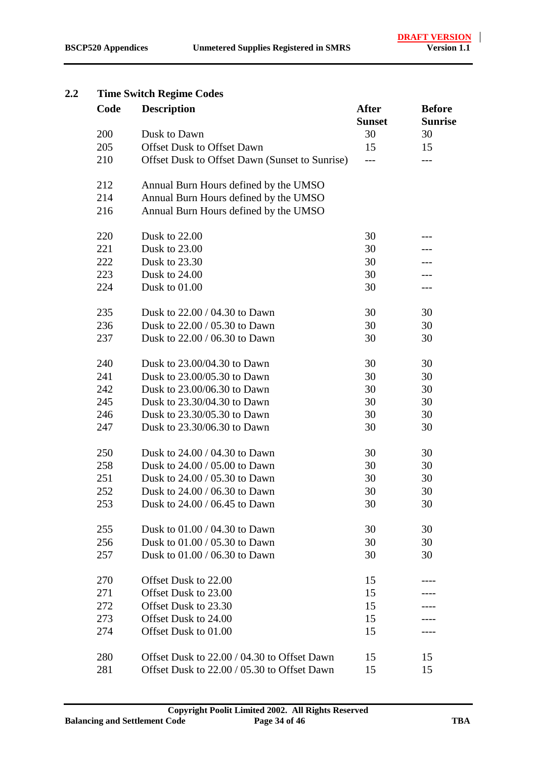## 2.2 Time Switch Regime Codes

| Code | Description | After Sunset | Before Sunrise |
|---|---|---|---|
| 200 | Dusk to Dawn | 30 | 30 |
| 205 | Offset Dusk to Offset Dawn | 15 | 15 |
| 210 | Offset Dusk to Offset Dawn (Sunset to Sunrise) | --- | --- |
| | | | |
| 212 | Annual Burn Hours defined by the UMSO | | |
| 214 | Annual Burn Hours defined by the UMSO | | |
| 216 | Annual Burn Hours defined by the UMSO | | |
| | | | |
| 220 | Dusk to 22.00 | 30 | --- |
| 221 | Dusk to 23.00 | 30 | --- |
| 222 | Dusk to 23.30 | 30 | --- |
| 223 | Dusk to 24.00 | 30 | --- |
| 224 | Dusk to 01.00 | 30 | --- |
| | | | |
| 235 | Dusk to 22.00 / 04.30 to Dawn | 30 | 30 |
| 236 | Dusk to 22.00 / 05.30 to Dawn | 30 | 30 |
| 237 | Dusk to 22.00 / 06.30 to Dawn | 30 | 30 |
| | | | |
| 240 | Dusk to 23.00/04.30 to Dawn | 30 | 30 |
| 241 | Dusk to 23.00/05.30 to Dawn | 30 | 30 |
| 242 | Dusk to 23.00/06.30 to Dawn | 30 | 30 |
| 245 | Dusk to 23.30/04.30 to Dawn | 30 | 30 |
| 246 | Dusk to 23.30/05.30 to Dawn | 30 | 30 |
| 247 | Dusk to 23.30/06.30 to Dawn | 30 | 30 |
| | | | |
| 250 | Dusk to 24.00 / 04.30 to Dawn | 30 | 30 |
| 258 | Dusk to 24.00 / 05.00 to Dawn | 30 | 30 |
| 251 | Dusk to 24.00 / 05.30 to Dawn | 30 | 30 |
| 252 | Dusk to 24.00 / 06.30 to Dawn | 30 | 30 |
| 253 | Dusk to 24.00 / 06.45 to Dawn | 30 | 30 |
| | | | |
| 255 | Dusk to 01.00 / 04.30 to Dawn | 30 | 30 |
| 256 | Dusk to 01.00 / 05.30 to Dawn | 30 | 30 |
| 257 | Dusk to 01.00 / 06.30 to Dawn | 30 | 30 |
| | | | |
| 270 | Offset Dusk to 22.00 | 15 | ---- |
| 271 | Offset Dusk to 23.00 | 15 | ---- |
| 272 | Offset Dusk to 23.30 | 15 | ---- |
| 273 | Offset Dusk to 24.00 | 15 | ---- |
| 274 | Offset Dusk to 01.00 | 15 | ---- |
| | | | |
| 280 | Offset Dusk to 22.00 / 04.30 to Offset Dawn | 15 | 15 |
| 281 | Offset Dusk to 22.00 / 05.30 to Offset Dawn | 15 | 15 |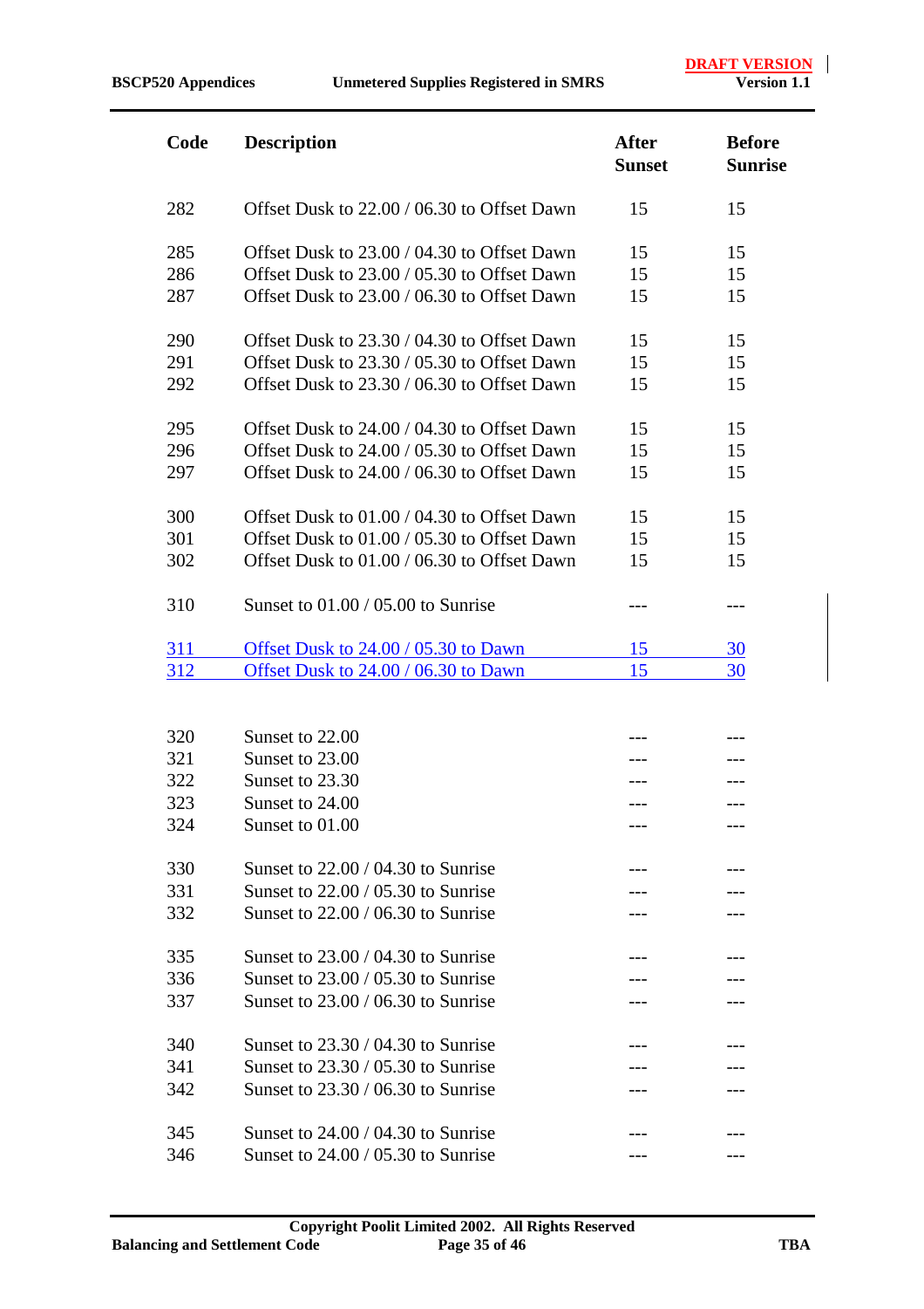| Code | Description | After Sunset | Before Sunrise |
|---|---|---|---|
| 282 | Offset Dusk to 22.00 / 06.30 to Offset Dawn | 15 | 15 |
| 285 | Offset Dusk to 23.00 / 04.30 to Offset Dawn | 15 | 15 |
| 286 | Offset Dusk to 23.00 / 05.30 to Offset Dawn | 15 | 15 |
| 287 | Offset Dusk to 23.00 / 06.30 to Offset Dawn | 15 | 15 |
| 290 | Offset Dusk to 23.30 / 04.30 to Offset Dawn | 15 | 15 |
| 291 | Offset Dusk to 23.30 / 05.30 to Offset Dawn | 15 | 15 |
| 292 | Offset Dusk to 23.30 / 06.30 to Offset Dawn | 15 | 15 |
| 295 | Offset Dusk to 24.00 / 04.30 to Offset Dawn | 15 | 15 |
| 296 | Offset Dusk to 24.00 / 05.30 to Offset Dawn | 15 | 15 |
| 297 | Offset Dusk to 24.00 / 06.30 to Offset Dawn | 15 | 15 |
| 300 | Offset Dusk to 01.00 / 04.30 to Offset Dawn | 15 | 15 |
| 301 | Offset Dusk to 01.00 / 05.30 to Offset Dawn | 15 | 15 |
| 302 | Offset Dusk to 01.00 / 06.30 to Offset Dawn | 15 | 15 |
| 310 | Sunset to 01.00 / 05.00 to Sunrise | --- | --- |
| 311 | Offset Dusk to 24.00 / 05.30 to Dawn | 15 | 30 |
| 312 | Offset Dusk to 24.00 / 06.30 to Dawn | 15 | 30 |
| 320 | Sunset to 22.00 | --- | --- |
| 321 | Sunset to 23.00 | --- | --- |
| 322 | Sunset to 23.30 | --- | --- |
| 323 | Sunset to 24.00 | --- | --- |
| 324 | Sunset to 01.00 | --- | --- |
| 330 | Sunset to 22.00 / 04.30 to Sunrise | --- | --- |
| 331 | Sunset to 22.00 / 05.30 to Sunrise | --- | --- |
| 332 | Sunset to 22.00 / 06.30 to Sunrise | --- | --- |
| 335 | Sunset to 23.00 / 04.30 to Sunrise | --- | --- |
| 336 | Sunset to 23.00 / 05.30 to Sunrise | --- | --- |
| 337 | Sunset to 23.00 / 06.30 to Sunrise | --- | --- |
| 340 | Sunset to 23.30 / 04.30 to Sunrise | --- | --- |
| 341 | Sunset to 23.30 / 05.30 to Sunrise | --- | --- |
| 342 | Sunset to 23.30 / 06.30 to Sunrise | --- | --- |
| 345 | Sunset to 24.00 / 04.30 to Sunrise | --- | --- |
| 346 | Sunset to 24.00 / 05.30 to Sunrise | --- | --- |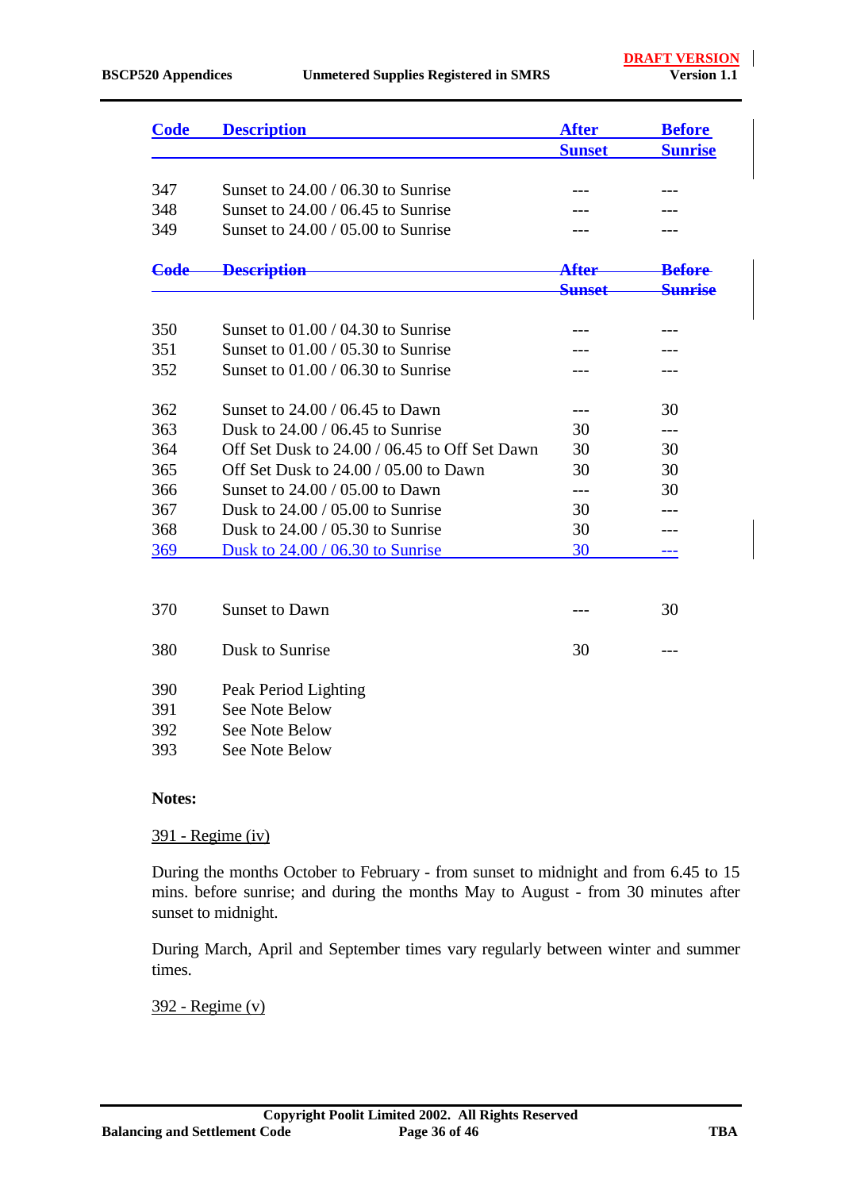| Code | Description | After Sunset | Before Sunrise |
|---|---|---|---|
| 347 | Sunset to 24.00 / 06.30 to Sunrise | --- | --- |
| 348 | Sunset to 24.00 / 06.45 to Sunrise | --- | --- |
| 349 | Sunset to 24.00 / 05.00 to Sunrise | --- | --- |

| ~~Code~~ | ~~Description~~ | ~~After Sunset~~ | ~~Before Sunrise~~ |
|---|---|---|---|
| 350 | Sunset to 01.00 / 04.30 to Sunrise | --- | --- |
| 351 | Sunset to 01.00 / 05.30 to Sunrise | --- | --- |
| 352 | Sunset to 01.00 / 06.30 to Sunrise | --- | --- |
| | | | |
| 362 | Sunset to 24.00 / 06.45 to Dawn | --- | 30 |
| 363 | Dusk to 24.00 / 06.45 to Sunrise | 30 | --- |
| 364 | Off Set Dusk to 24.00 / 06.45 to Off Set Dawn | 30 | 30 |
| 365 | Off Set Dusk to 24.00 / 05.00 to Dawn | 30 | 30 |
| 366 | Sunset to 24.00 / 05.00 to Dawn | --- | 30 |
| 367 | Dusk to 24.00 / 05.00 to Sunrise | 30 | --- |
| 368 | Dusk to 24.00 / 05.30 to Sunrise | 30 | --- |
| 369 | Dusk to 24.00 / 06.30 to Sunrise | 30 | --- |
| | | | |
| 370 | Sunset to Dawn | --- | 30 |
| | | | |
| 380 | Dusk to Sunrise | 30 | --- |
| | | | |
| 390 | Peak Period Lighting | | |
| 391 | See Note Below | | |
| 392 | See Note Below | | |
| 393 | See Note Below | | |

**Notes:**

391 - Regime (iv)

During the months October to February - from sunset to midnight and from 6.45 to 15 mins. before sunrise; and during the months May to August - from 30 minutes after sunset to midnight.

During March, April and September times vary regularly between winter and summer times.

392 - Regime (v)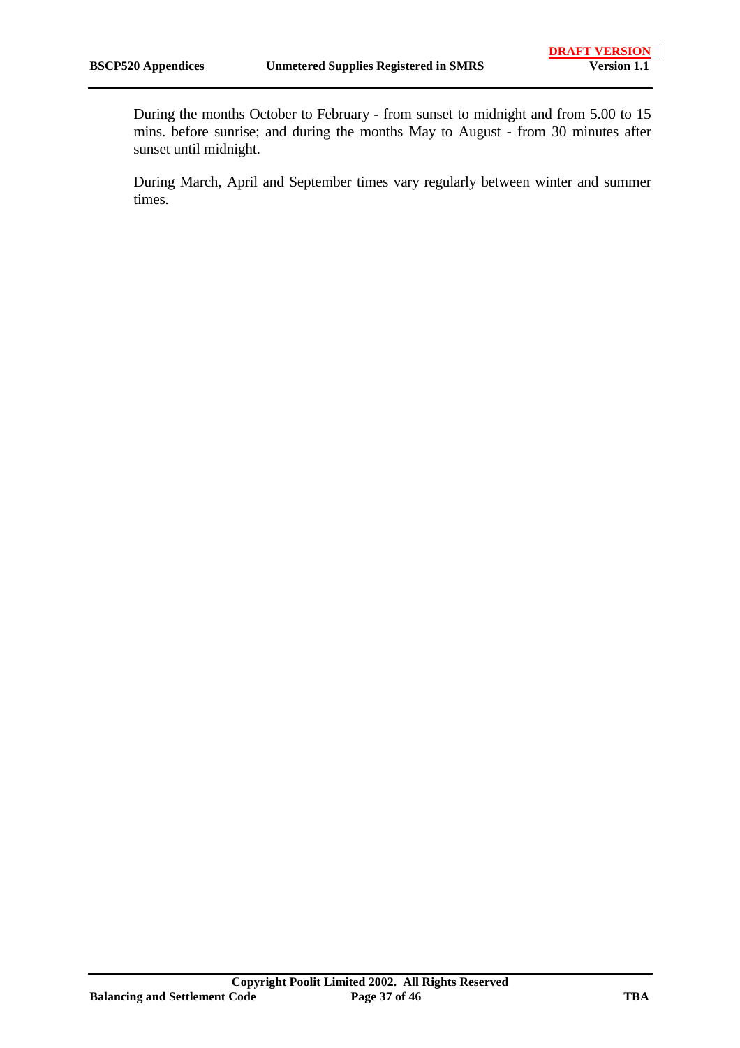During the months October to February - from sunset to midnight and from 5.00 to 15 mins. before sunrise; and during the months May to August - from 30 minutes after sunset until midnight.

During March, April and September times vary regularly between winter and summer times.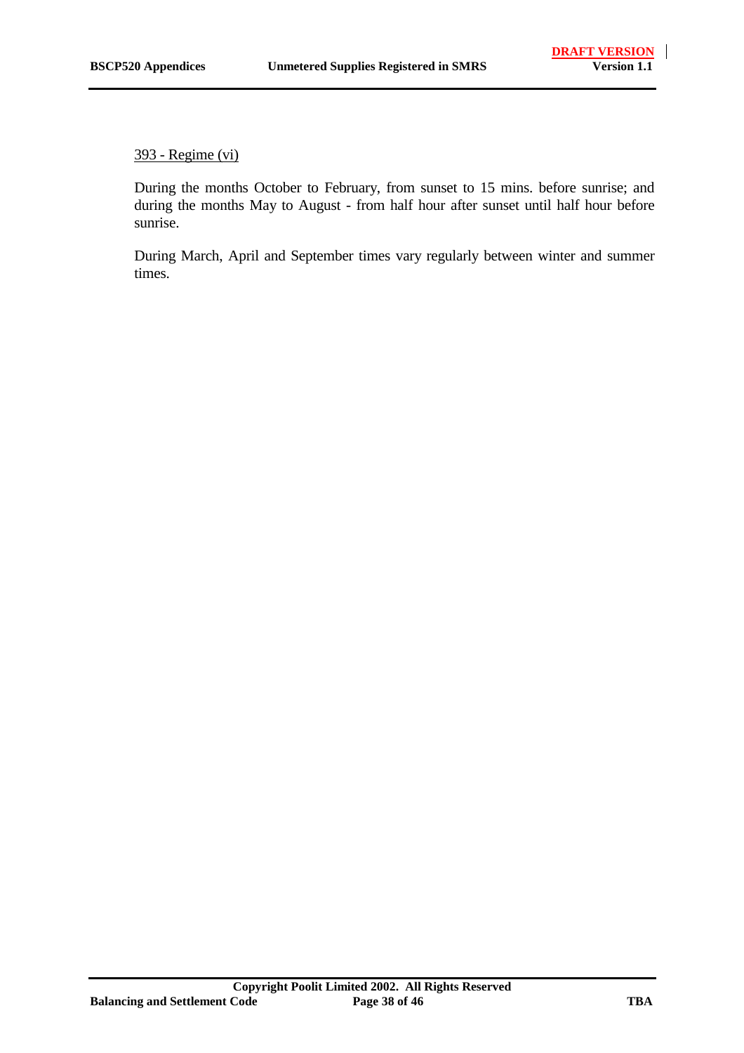<u>393 - Regime (vi)</u>

During the months October to February, from sunset to 15 mins. before sunrise; and during the months May to August - from half hour after sunset until half hour before sunrise.

During March, April and September times vary regularly between winter and summer times.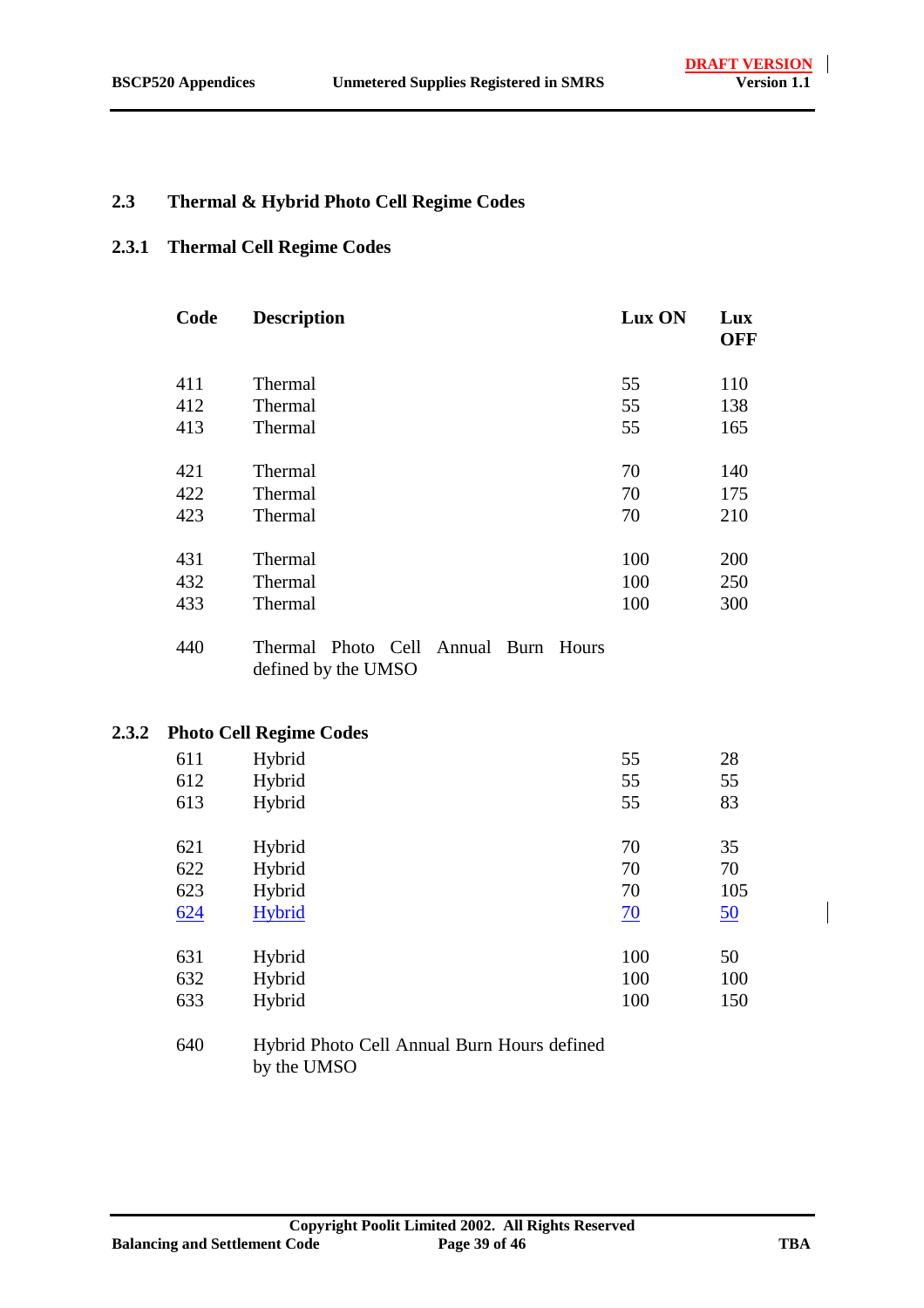## 2.3 Thermal & Hybrid Photo Cell Regime Codes

### 2.3.1 Thermal Cell Regime Codes

| Code | Description | Lux ON | Lux OFF |
|---|---|---|---|
| 411 | Thermal | 55 | 110 |
| 412 | Thermal | 55 | 138 |
| 413 | Thermal | 55 | 165 |
| 421 | Thermal | 70 | 140 |
| 422 | Thermal | 70 | 175 |
| 423 | Thermal | 70 | 210 |
| 431 | Thermal | 100 | 200 |
| 432 | Thermal | 100 | 250 |
| 433 | Thermal | 100 | 300 |
| 440 | Thermal Photo Cell Annual Burn Hours defined by the UMSO | | |

### 2.3.2 Photo Cell Regime Codes

| Code | Description | Lux ON | Lux OFF |
|---|---|---|---|
| 611 | Hybrid | 55 | 28 |
| 612 | Hybrid | 55 | 55 |
| 613 | Hybrid | 55 | 83 |
| 621 | Hybrid | 70 | 35 |
| 622 | Hybrid | 70 | 70 |
| 623 | Hybrid | 70 | 105 |
| 624 | Hybrid | 70 | 50 |
| 631 | Hybrid | 100 | 50 |
| 632 | Hybrid | 100 | 100 |
| 633 | Hybrid | 100 | 150 |
| 640 | Hybrid Photo Cell Annual Burn Hours defined by the UMSO | | |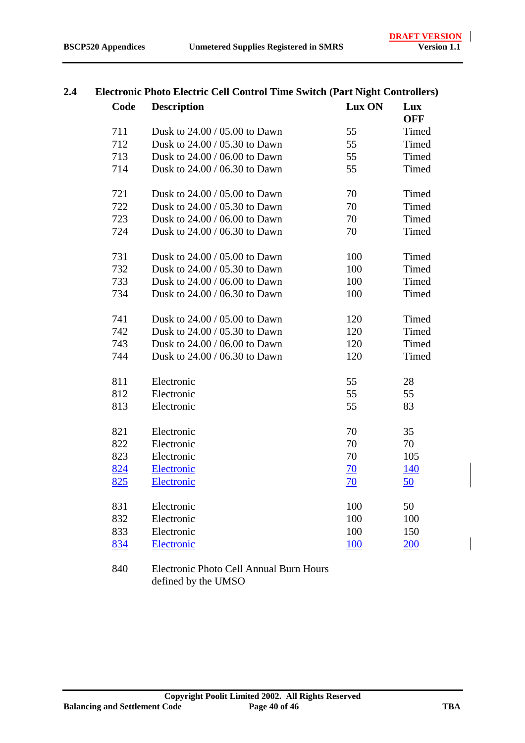## 2.4 Electronic Photo Electric Cell Control Time Switch (Part Night Controllers)

| Code | Description | Lux ON | Lux OFF |
|---|---|---|---|
| 711 | Dusk to 24.00 / 05.00 to Dawn | 55 | Timed |
| 712 | Dusk to 24.00 / 05.30 to Dawn | 55 | Timed |
| 713 | Dusk to 24.00 / 06.00 to Dawn | 55 | Timed |
| 714 | Dusk to 24.00 / 06.30 to Dawn | 55 | Timed |
| 721 | Dusk to 24.00 / 05.00 to Dawn | 70 | Timed |
| 722 | Dusk to 24.00 / 05.30 to Dawn | 70 | Timed |
| 723 | Dusk to 24.00 / 06.00 to Dawn | 70 | Timed |
| 724 | Dusk to 24.00 / 06.30 to Dawn | 70 | Timed |
| 731 | Dusk to 24.00 / 05.00 to Dawn | 100 | Timed |
| 732 | Dusk to 24.00 / 05.30 to Dawn | 100 | Timed |
| 733 | Dusk to 24.00 / 06.00 to Dawn | 100 | Timed |
| 734 | Dusk to 24.00 / 06.30 to Dawn | 100 | Timed |
| 741 | Dusk to 24.00 / 05.00 to Dawn | 120 | Timed |
| 742 | Dusk to 24.00 / 05.30 to Dawn | 120 | Timed |
| 743 | Dusk to 24.00 / 06.00 to Dawn | 120 | Timed |
| 744 | Dusk to 24.00 / 06.30 to Dawn | 120 | Timed |
| 811 | Electronic | 55 | 28 |
| 812 | Electronic | 55 | 55 |
| 813 | Electronic | 55 | 83 |
| 821 | Electronic | 70 | 35 |
| 822 | Electronic | 70 | 70 |
| 823 | Electronic | 70 | 105 |
| 824 | Electronic | 70 | 140 |
| 825 | Electronic | 70 | 50 |
| 831 | Electronic | 100 | 50 |
| 832 | Electronic | 100 | 100 |
| 833 | Electronic | 100 | 150 |
| 834 | Electronic | 100 | 200 |
| 840 | Electronic Photo Cell Annual Burn Hours defined by the UMSO | | |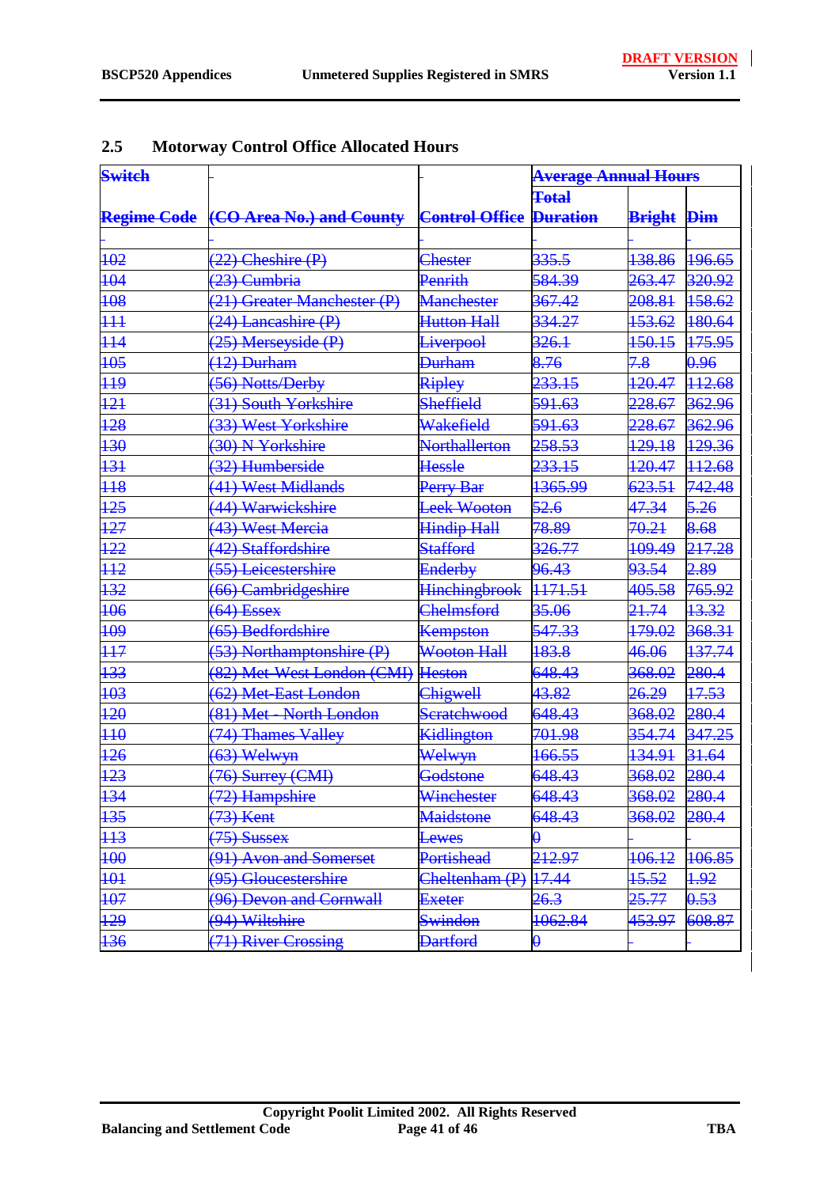## 2.5 Motorway Control Office Allocated Hours

| Switch | | | Average Annual Hours | | |
|---|---|---|---|---|---|
| Regime Code | (CO Area No.) and County | Control Office | Total Duration | Bright | Dim |
| | | | | | |
| 102 | (22) Cheshire (P) | Chester | 335.5 | 138.86 | 196.65 |
| 104 | (23) Cumbria | Penrith | 584.39 | 263.47 | 320.92 |
| 108 | (21) Greater Manchester (P) | Manchester | 367.42 | 208.81 | 158.62 |
| 111 | (24) Lancashire (P) | Hutton Hall | 334.27 | 153.62 | 180.64 |
| 114 | (25) Merseyside (P) | Liverpool | 326.1 | 150.15 | 175.95 |
| 105 | (12) Durham | Durham | 8.76 | 7.8 | 0.96 |
| 119 | (56) Notts/Derby | Ripley | 233.15 | 120.47 | 112.68 |
| 121 | (31) South Yorkshire | Sheffield | 591.63 | 228.67 | 362.96 |
| 128 | (33) West Yorkshire | Wakefield | 591.63 | 228.67 | 362.96 |
| 130 | (30) N Yorkshire | Northallerton | 258.53 | 129.18 | 129.36 |
| 131 | (32) Humberside | Hessle | 233.15 | 120.47 | 112.68 |
| 118 | (41) West Midlands | Perry Bar | 1365.99 | 623.51 | 742.48 |
| 125 | (44) Warwickshire | Leek Wooton | 52.6 | 47.34 | 5.26 |
| 127 | (43) West Mercia | Hindip Hall | 78.89 | 70.21 | 8.68 |
| 122 | (42) Staffordshire | Stafford | 326.77 | 109.49 | 217.28 |
| 112 | (55) Leicestershire | Enderby | 96.43 | 93.54 | 2.89 |
| 132 | (66) Cambridgeshire | Hinchingbrook | 1171.51 | 405.58 | 765.92 |
| 106 | (64) Essex | Chelmsford | 35.06 | 21.74 | 13.32 |
| 109 | (65) Bedfordshire | Kempston | 547.33 | 179.02 | 368.31 |
| 117 | (53) Northamptonshire (P) | Wooton Hall | 183.8 | 46.06 | 137.74 |
| 133 | (82) Met-West London (CMI) | Heston | 648.43 | 368.02 | 280.4 |
| 103 | (62) Met-East London | Chigwell | 43.82 | 26.29 | 17.53 |
| 120 | (81) Met - North London | Scratchwood | 648.43 | 368.02 | 280.4 |
| 110 | (74) Thames Valley | Kidlington | 701.98 | 354.74 | 347.25 |
| 126 | (63) Welwyn | Welwyn | 166.55 | 134.91 | 31.64 |
| 123 | (76) Surrey (CMI) | Godstone | 648.43 | 368.02 | 280.4 |
| 134 | (72) Hampshire | Winchester | 648.43 | 368.02 | 280.4 |
| 135 | (73) Kent | Maidstone | 648.43 | 368.02 | 280.4 |
| 113 | (75) Sussex | Lewes | 0 | - | - |
| 100 | (91) Avon and Somerset | Portishead | 212.97 | 106.12 | 106.85 |
| 101 | (95) Gloucestershire | Cheltenham (P) | 17.44 | 15.52 | 1.92 |
| 107 | (96) Devon and Cornwall | Exeter | 26.3 | 25.77 | 0.53 |
| 129 | (94) Wiltshire | Swindon | 1062.84 | 453.97 | 608.87 |
| 136 | (71) River Crossing | Dartford | 0 | - | - |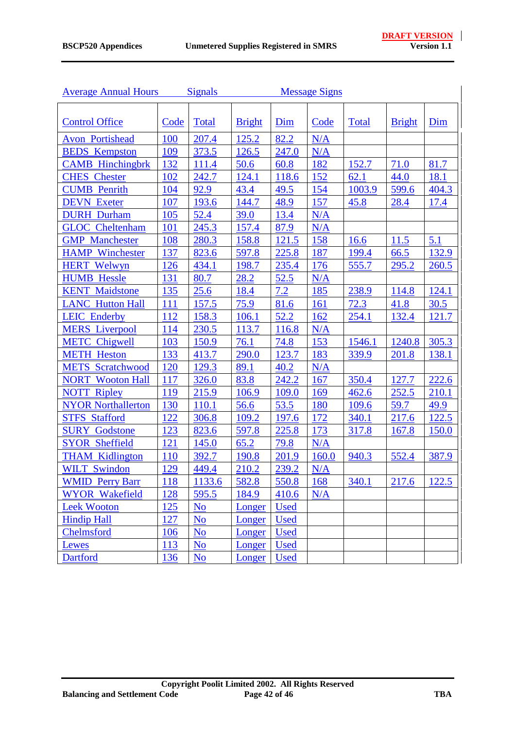| Average Annual Hours | Signals | | | Message Signs | | | |
|---|---|---|---|---|---|---|---|
| Control Office | Code | Total | Bright | Dim | Code | Total | Bright | Dim |
| Avon_Portishead | 100 | 207.4 | 125.2 | 82.2 | N/A | | | |
| BEDS_Kempston | 109 | 373.5 | 126.5 | 247.0 | N/A | | | |
| CAMB_Hinchingbrk | 132 | 111.4 | 50.6 | 60.8 | 182 | 152.7 | 71.0 | 81.7 |
| CHES_Chester | 102 | 242.7 | 124.1 | 118.6 | 152 | 62.1 | 44.0 | 18.1 |
| CUMB_Penrith | 104 | 92.9 | 43.4 | 49.5 | 154 | 1003.9 | 599.6 | 404.3 |
| DEVN_Exeter | 107 | 193.6 | 144.7 | 48.9 | 157 | 45.8 | 28.4 | 17.4 |
| DURH_Durham | 105 | 52.4 | 39.0 | 13.4 | N/A | | | |
| GLOC_Cheltenham | 101 | 245.3 | 157.4 | 87.9 | N/A | | | |
| GMP_Manchester | 108 | 280.3 | 158.8 | 121.5 | 158 | 16.6 | 11.5 | 5.1 |
| HAMP_Winchester | 137 | 823.6 | 597.8 | 225.8 | 187 | 199.4 | 66.5 | 132.9 |
| HERT_Welwyn | 126 | 434.1 | 198.7 | 235.4 | 176 | 555.7 | 295.2 | 260.5 |
| HUMB_Hessle | 131 | 80.7 | 28.2 | 52.5 | N/A | | | |
| KENT_Maidstone | 135 | 25.6 | 18.4 | 7.2 | 185 | 238.9 | 114.8 | 124.1 |
| LANC_Hutton Hall | 111 | 157.5 | 75.9 | 81.6 | 161 | 72.3 | 41.8 | 30.5 |
| LEIC_Enderby | 112 | 158.3 | 106.1 | 52.2 | 162 | 254.1 | 132.4 | 121.7 |
| MERS_Liverpool | 114 | 230.5 | 113.7 | 116.8 | N/A | | | |
| METC_Chigwell | 103 | 150.9 | 76.1 | 74.8 | 153 | 1546.1 | 1240.8 | 305.3 |
| METH_Heston | 133 | 413.7 | 290.0 | 123.7 | 183 | 339.9 | 201.8 | 138.1 |
| METS_Scratchwood | 120 | 129.3 | 89.1 | 40.2 | N/A | | | |
| NORT_Wooton Hall | 117 | 326.0 | 83.8 | 242.2 | 167 | 350.4 | 127.7 | 222.6 |
| NOTT_Ripley | 119 | 215.9 | 106.9 | 109.0 | 169 | 462.6 | 252.5 | 210.1 |
| NYOR Northallerton | 130 | 110.1 | 56.6 | 53.5 | 180 | 109.6 | 59.7 | 49.9 |
| STFS_Stafford | 122 | 306.8 | 109.2 | 197.6 | 172 | 340.1 | 217.6 | 122.5 |
| SURY_Godstone | 123 | 823.6 | 597.8 | 225.8 | 173 | 317.8 | 167.8 | 150.0 |
| SYOR_Sheffield | 121 | 145.0 | 65.2 | 79.8 | N/A | | | |
| THAM_Kidlington | 110 | 392.7 | 190.8 | 201.9 | 160.0 | 940.3 | 552.4 | 387.9 |
| WILT_Swindon | 129 | 449.4 | 210.2 | 239.2 | N/A | | | |
| WMID_Perry Barr | 118 | 1133.6 | 582.8 | 550.8 | 168 | 340.1 | 217.6 | 122.5 |
| WYOR_Wakefield | 128 | 595.5 | 184.9 | 410.6 | N/A | | | |
| Leek Wooton | 125 | No | Longer | Used | | | | |
| Hindip Hall | 127 | No | Longer | Used | | | | |
| Chelmsford | 106 | No | Longer | Used | | | | |
| Lewes | 113 | No | Longer | Used | | | | |
| Dartford | 136 | No | Longer | Used | | | | |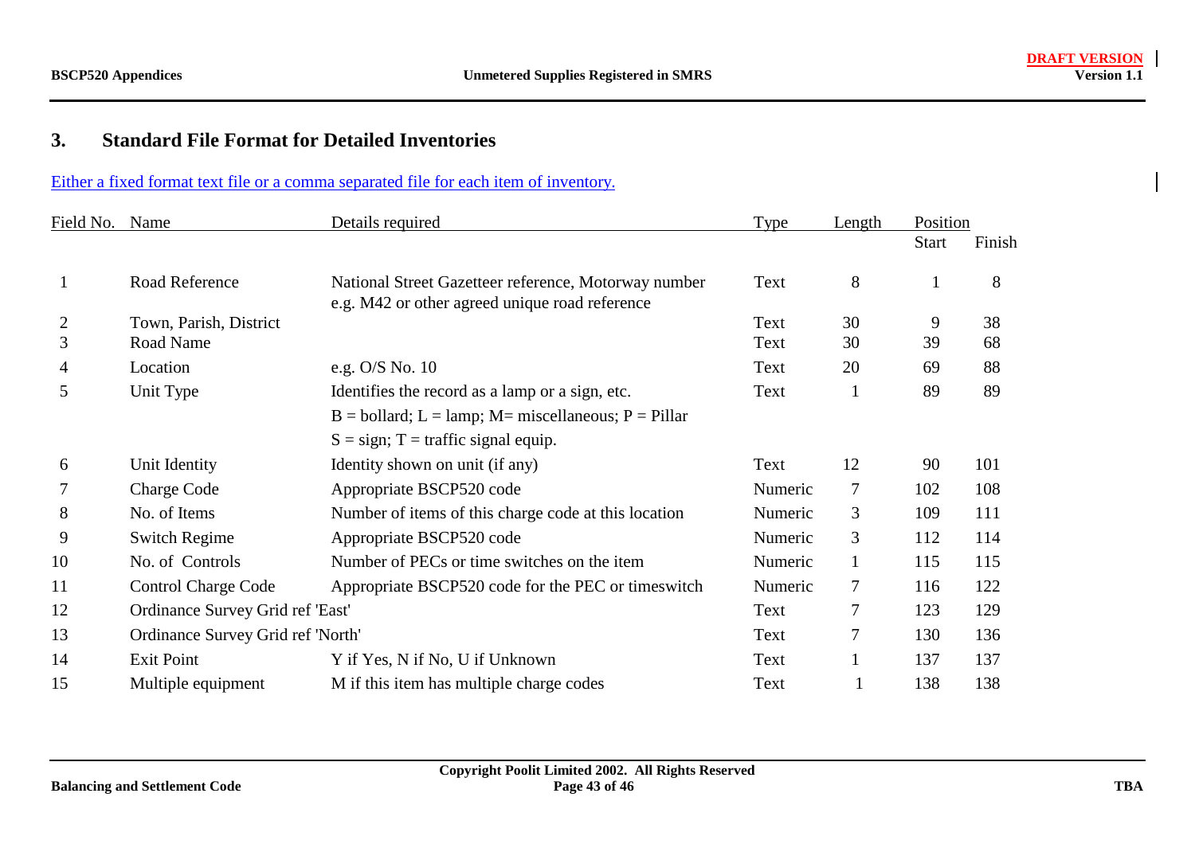## 3. Standard File Format for Detailed Inventories

Either a fixed format text file or a comma separated file for each item of inventory.

| Field No. | Name | Details required | Type | Length | Position Start | Position Finish |
|---|---|---|---|---|---|---|
| 1 | Road Reference | National Street Gazetteer reference, Motorway number e.g. M42 or other agreed unique road reference | Text | 8 | 1 | 8 |
| 2 | Town, Parish, District | | Text | 30 | 9 | 38 |
| 3 | Road Name | | Text | 30 | 39 | 68 |
| 4 | Location | e.g. O/S No. 10 | Text | 20 | 69 | 88 |
| 5 | Unit Type | Identifies the record as a lamp or a sign, etc. B = bollard; L = lamp; M= miscellaneous; P = Pillar S = sign; T = traffic signal equip. | Text | 1 | 89 | 89 |
| 6 | Unit Identity | Identity shown on unit (if any) | Text | 12 | 90 | 101 |
| 7 | Charge Code | Appropriate BSCP520 code | Numeric | 7 | 102 | 108 |
| 8 | No. of Items | Number of items of this charge code at this location | Numeric | 3 | 109 | 111 |
| 9 | Switch Regime | Appropriate BSCP520 code | Numeric | 3 | 112 | 114 |
| 10 | No. of Controls | Number of PECs or time switches on the item | Numeric | 1 | 115 | 115 |
| 11 | Control Charge Code | Appropriate BSCP520 code for the PEC or timeswitch | Numeric | 7 | 116 | 122 |
| 12 | Ordinance Survey Grid ref 'East' | | Text | 7 | 123 | 129 |
| 13 | Ordinance Survey Grid ref 'North' | | Text | 7 | 130 | 136 |
| 14 | Exit Point | Y if Yes, N if No, U if Unknown | Text | 1 | 137 | 137 |
| 15 | Multiple equipment | M if this item has multiple charge codes | Text | 1 | 138 | 138 |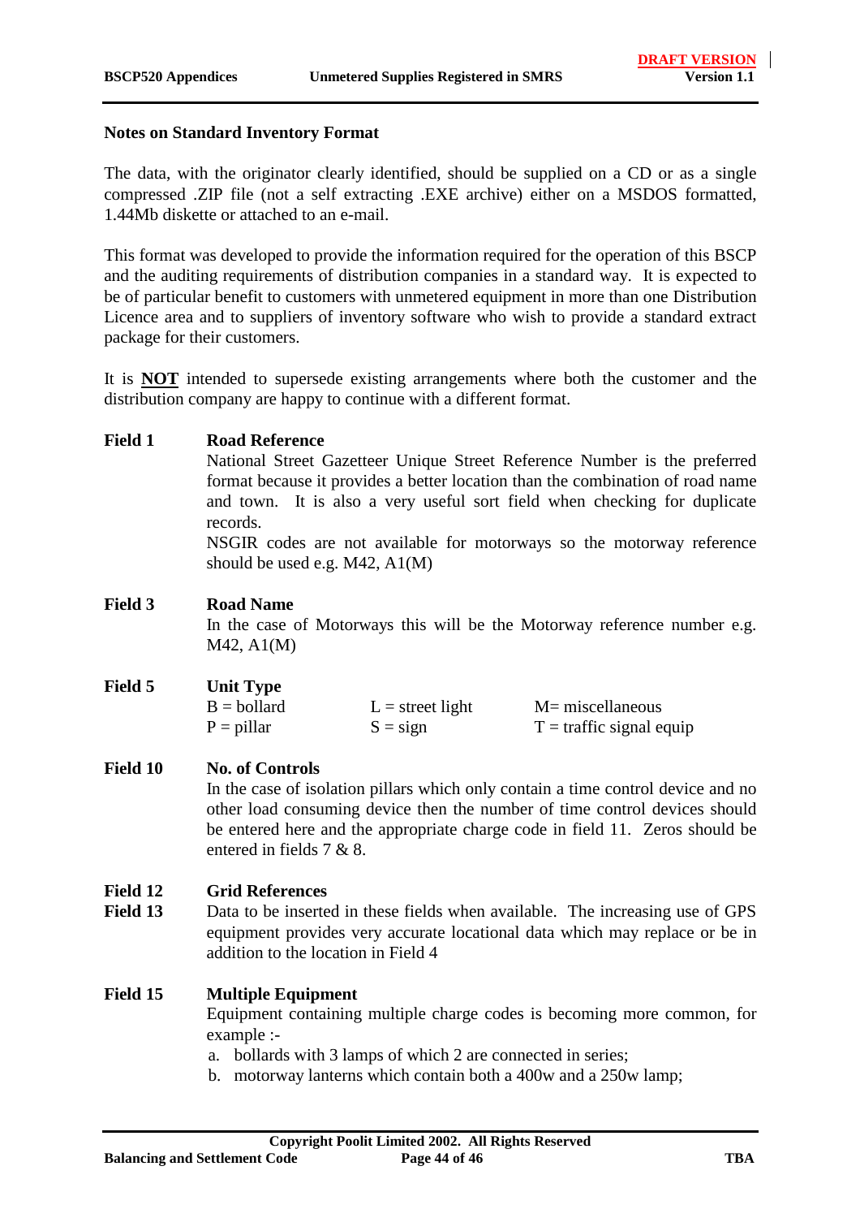## Notes on Standard Inventory Format

The data, with the originator clearly identified, should be supplied on a CD or as a single compressed .ZIP file (not a self extracting .EXE archive) either on a MSDOS formatted, 1.44Mb diskette or attached to an e-mail.

This format was developed to provide the information required for the operation of this BSCP and the auditing requirements of distribution companies in a standard way. It is expected to be of particular benefit to customers with unmetered equipment in more than one Distribution Licence area and to suppliers of inventory software who wish to provide a standard extract package for their customers.

It is **NOT** intended to supersede existing arrangements where both the customer and the distribution company are happy to continue with a different format.

**Field 1** **Road Reference**

National Street Gazetteer Unique Street Reference Number is the preferred format because it provides a better location than the combination of road name and town. It is also a very useful sort field when checking for duplicate records.

NSGIR codes are not available for motorways so the motorway reference should be used e.g. M42, A1(M)

**Field 3** **Road Name**

In the case of Motorways this will be the Motorway reference number e.g. M42, A1(M)

**Field 5** **Unit Type**

| | | |
|---|---|---|
| B = bollard | L = street light | M= miscellaneous |
| P = pillar | S = sign | T = traffic signal equip |

**Field 10** **No. of Controls**

In the case of isolation pillars which only contain a time control device and no other load consuming device then the number of time control devices should be entered here and the appropriate charge code in field 11. Zeros should be entered in fields 7 & 8.

**Field 12** **Grid References**
**Field 13**

Data to be inserted in these fields when available. The increasing use of GPS equipment provides very accurate locational data which may replace or be in addition to the location in Field 4

**Field 15** **Multiple Equipment**

Equipment containing multiple charge codes is becoming more common, for example :-

a. bollards with 3 lamps of which 2 are connected in series;
b. motorway lanterns which contain both a 400w and a 250w lamp;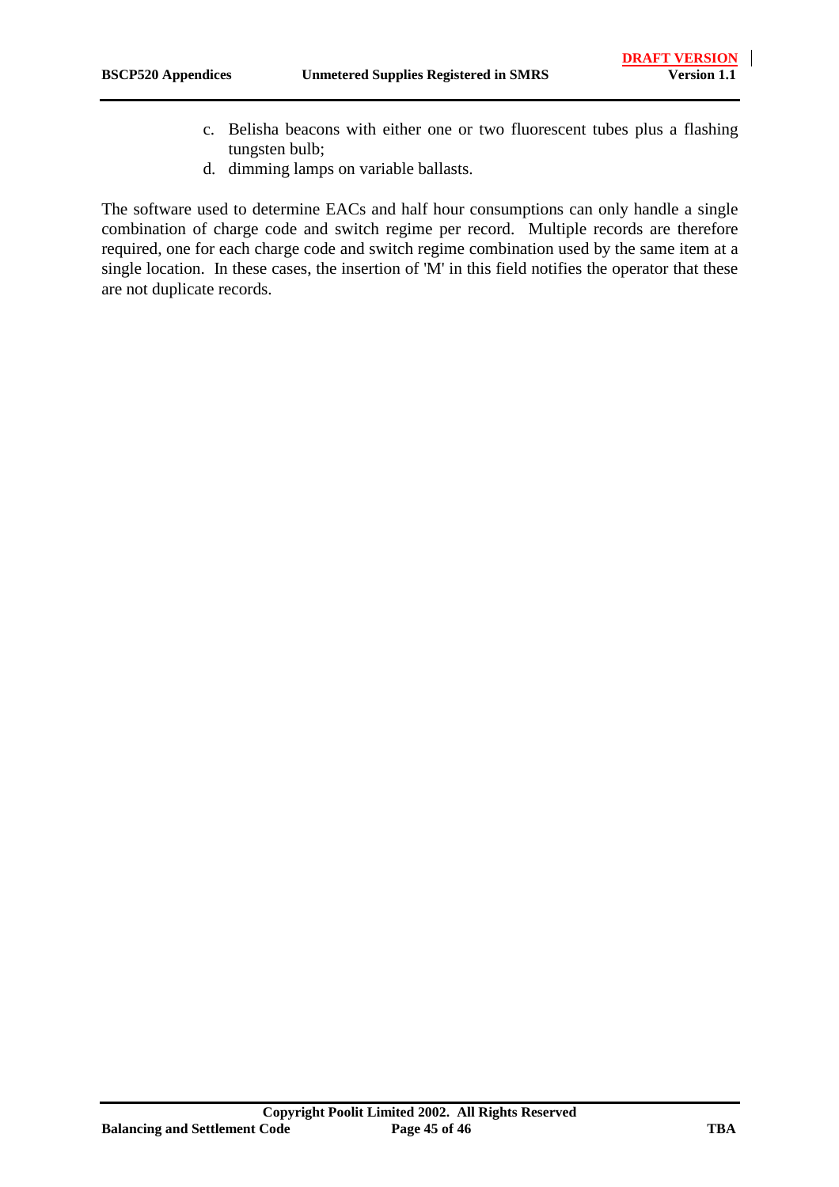c. Belisha beacons with either one or two fluorescent tubes plus a flashing tungsten bulb;
d. dimming lamps on variable ballasts.

The software used to determine EACs and half hour consumptions can only handle a single combination of charge code and switch regime per record. Multiple records are therefore required, one for each charge code and switch regime combination used by the same item at a single location. In these cases, the insertion of 'M' in this field notifies the operator that these are not duplicate records.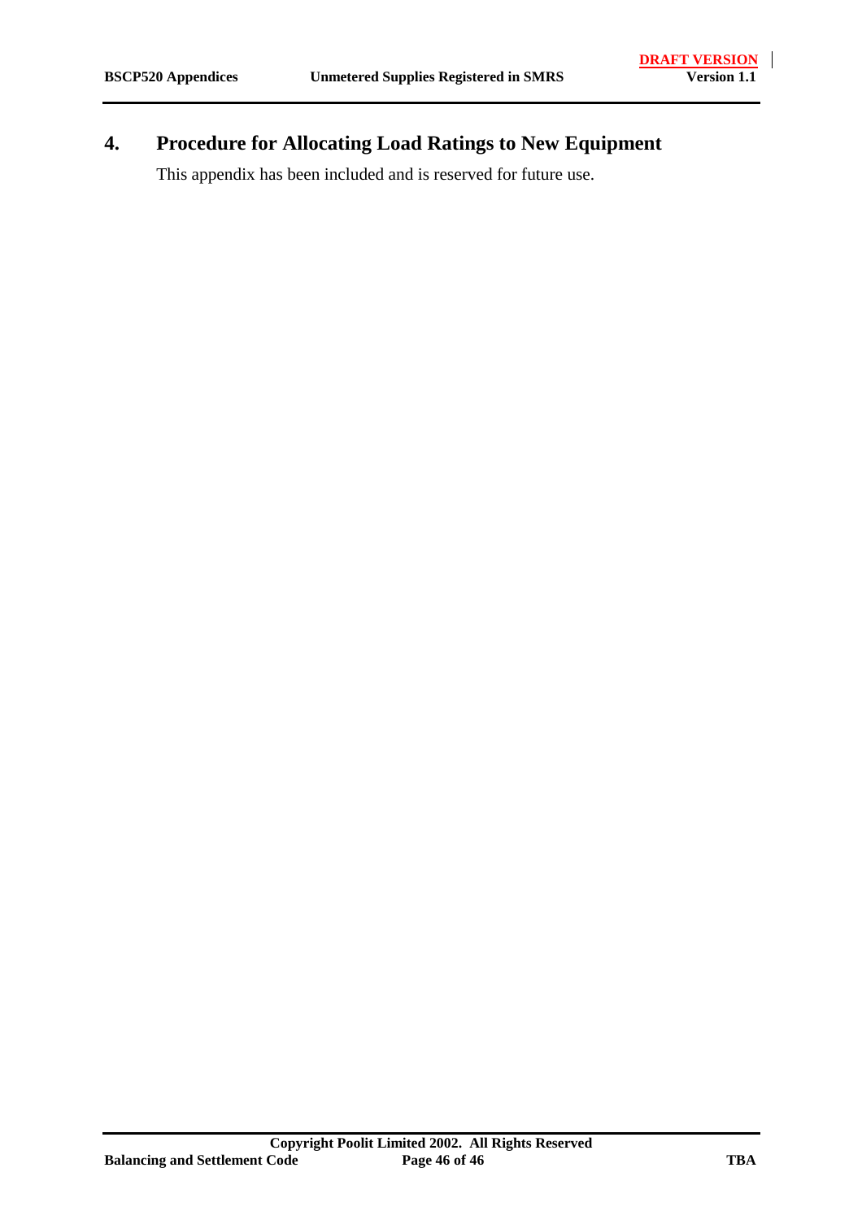## 4. Procedure for Allocating Load Ratings to New Equipment

This appendix has been included and is reserved for future use.